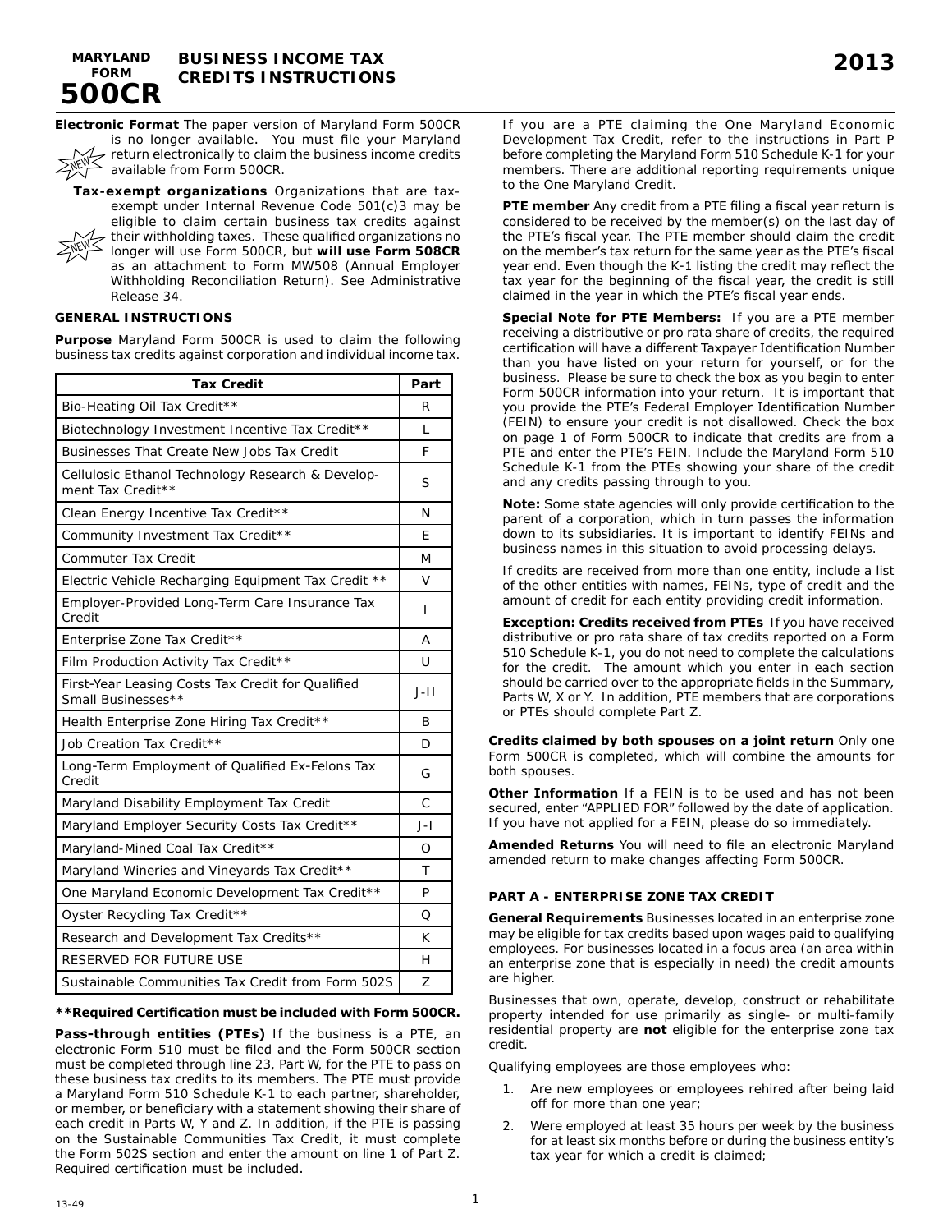# MARYLAND FORM 500CR

## BUSINESS INCOME TAX CREDITS INSTRUCTIONS

**2013**

**Electronic Format** The paper version of Maryland Form 500CR is no longer available. You must file your Maryland return electronically to claim the business income credits available from Form 500CR.

**Tax-exempt organizations** Organizations that are tax-exempt under Internal Revenue Code 501(c)3 may be eligible to claim certain business tax credits against their withholding taxes. These qualified organizations no longer will use Form 500CR, but **will use Form 508CR** as an attachment to Form MW508 (Annual Employer Withholding Reconciliation Return). See Administrative Release 34.

### GENERAL INSTRUCTIONS

**Purpose** Maryland Form 500CR is used to claim the following business tax credits against corporation and individual income tax.

| Tax Credit | Part |
|---|---|
| Bio-Heating Oil Tax Credit** | R |
| Biotechnology Investment Incentive Tax Credit** | L |
| Businesses That Create New Jobs Tax Credit | F |
| Cellulosic Ethanol Technology Research & Development Tax Credit** | S |
| Clean Energy Incentive Tax Credit** | N |
| Community Investment Tax Credit** | E |
| Commuter Tax Credit | M |
| Electric Vehicle Recharging Equipment Tax Credit ** | V |
| Employer-Provided Long-Term Care Insurance Tax Credit | I |
| Enterprise Zone Tax Credit** | A |
| Film Production Activity Tax Credit** | U |
| First-Year Leasing Costs Tax Credit for Qualified Small Businesses** | J-II |
| Health Enterprise Zone Hiring Tax Credit** | B |
| Job Creation Tax Credit** | D |
| Long-Term Employment of Qualified Ex-Felons Tax Credit | G |
| Maryland Disability Employment Tax Credit | C |
| Maryland Employer Security Costs Tax Credit** | J-I |
| Maryland-Mined Coal Tax Credit** | O |
| Maryland Wineries and Vineyards Tax Credit** | T |
| One Maryland Economic Development Tax Credit** | P |
| Oyster Recycling Tax Credit** | Q |
| Research and Development Tax Credits** | K |
| RESERVED FOR FUTURE USE | H |
| Sustainable Communities Tax Credit from Form 502S | Z |

****Required Certification must be included with Form 500CR.**

**Pass-through entities (PTEs)** If the business is a PTE, an electronic Form 510 must be filed and the Form 500CR section must be completed through line 23, Part W, for the PTE to pass on these business tax credits to its members. The PTE must provide a Maryland Form 510 Schedule K-1 to each partner, shareholder, or member, or beneficiary with a statement showing their share of each credit in Parts W, Y and Z. In addition, if the PTE is passing on the Sustainable Communities Tax Credit, it must complete the Form 502S section and enter the amount on line 1 of Part Z. Required certification must be included.

If you are a PTE claiming the One Maryland Economic Development Tax Credit, refer to the instructions in Part P before completing the Maryland Form 510 Schedule K-1 for your members. There are additional reporting requirements unique to the One Maryland Credit.

**PTE member** Any credit from a PTE filing a fiscal year return is considered to be received by the member(s) on the last day of the PTE's fiscal year. The PTE member should claim the credit on the member's tax return for the same year as the PTE's fiscal year end. Even though the K-1 listing the credit may reflect the tax year for the beginning of the fiscal year, the credit is still claimed in the year in which the PTE's fiscal year ends.

**Special Note for PTE Members:** If you are a PTE member receiving a distributive or pro rata share of credits, the required certification will have a different Taxpayer Identification Number than you have listed on your return for yourself, or for the business. Please be sure to check the box as you begin to enter Form 500CR information into your return. It is important that you provide the PTE's Federal Employer Identification Number (FEIN) to ensure your credit is not disallowed. Check the box on page 1 of Form 500CR to indicate that credits are from a PTE and enter the PTE's FEIN. Include the Maryland Form 510 Schedule K-1 from the PTEs showing your share of the credit and any credits passing through to you.

**Note:** Some state agencies will only provide certification to the parent of a corporation, which in turn passes the information down to its subsidiaries. It is important to identify FEINs and business names in this situation to avoid processing delays.

If credits are received from more than one entity, include a list of the other entities with names, FEINs, type of credit and the amount of credit for each entity providing credit information.

**Exception: Credits received from PTEs** If you have received distributive or pro rata share of tax credits reported on a Form 510 Schedule K-1, you do not need to complete the calculations for the credit. The amount which you enter in each section should be carried over to the appropriate fields in the Summary, Parts W, X or Y. In addition, PTE members that are corporations or PTEs should complete Part Z.

**Credits claimed by both spouses on a joint return** Only one Form 500CR is completed, which will combine the amounts for both spouses.

**Other Information** If a FEIN is to be used and has not been secured, enter "APPLIED FOR" followed by the date of application. If you have not applied for a FEIN, please do so immediately.

**Amended Returns** You will need to file an electronic Maryland amended return to make changes affecting Form 500CR.

### PART A - ENTERPRISE ZONE TAX CREDIT

**General Requirements** Businesses located in an enterprise zone may be eligible for tax credits based upon wages paid to qualifying employees. For businesses located in a focus area (an area within an enterprise zone that is especially in need) the credit amounts are higher.

Businesses that own, operate, develop, construct or rehabilitate property intended for use primarily as single- or multi-family residential property are **not** eligible for the enterprise zone tax credit.

Qualifying employees are those employees who:

1. Are new employees or employees rehired after being laid off for more than one year;
2. Were employed at least 35 hours per week by the business for at least six months before or during the business entity's tax year for which a credit is claimed;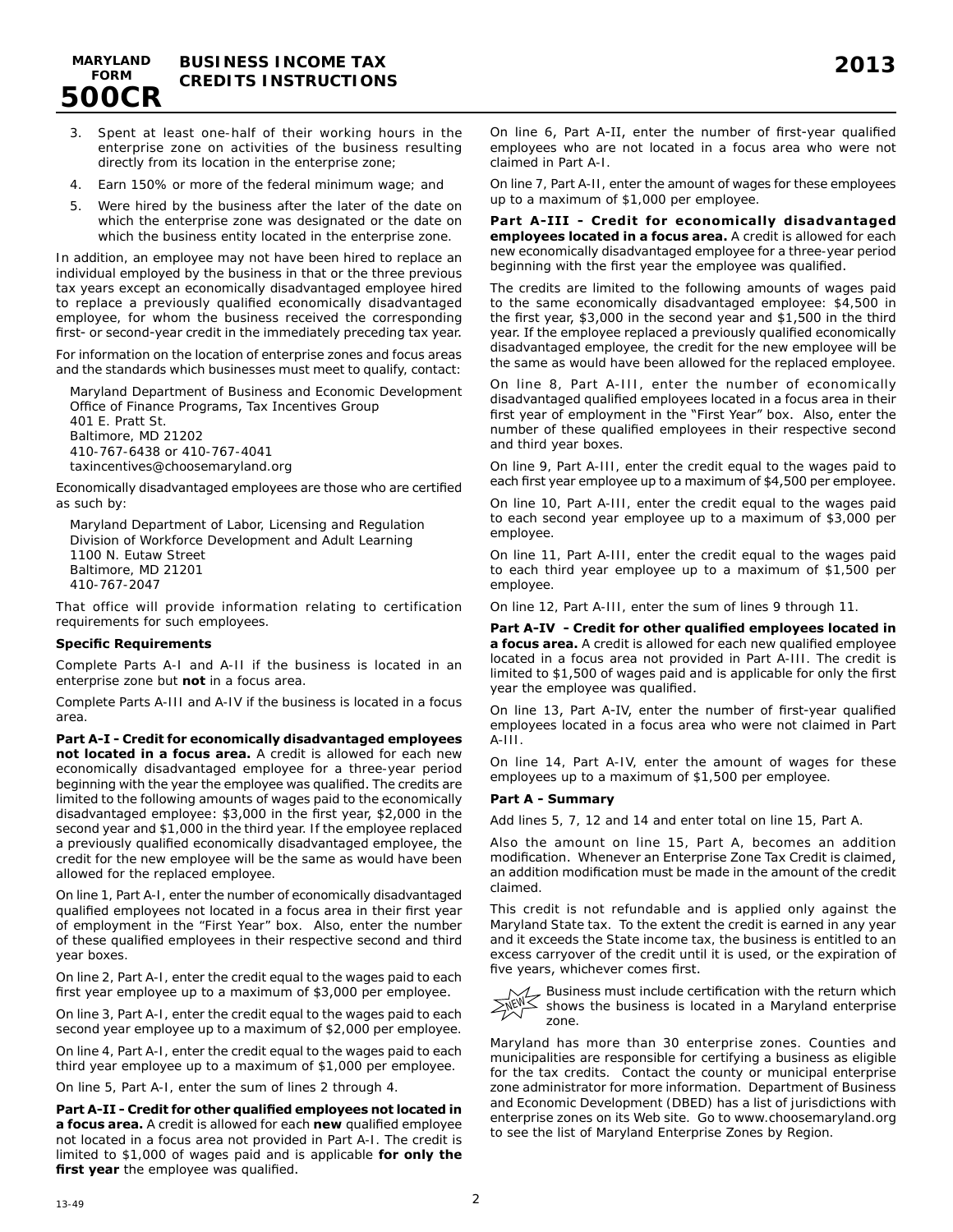3. Spent at least one-half of their working hours in the enterprise zone on activities of the business resulting directly from its location in the enterprise zone;
4. Earn 150% or more of the federal minimum wage; and
5. Were hired by the business after the later of the date on which the enterprise zone was designated or the date on which the business entity located in the enterprise zone.

In addition, an employee may not have been hired to replace an individual employed by the business in that or the three previous tax years except an economically disadvantaged employee hired to replace a previously qualified economically disadvantaged employee, for whom the business received the corresponding first- or second-year credit in the immediately preceding tax year.

For information on the location of enterprise zones and focus areas and the standards which businesses must meet to qualify, contact:

Maryland Department of Business and Economic Development
Office of Finance Programs, Tax Incentives Group
401 E. Pratt St.
Baltimore, MD 21202
410-767-6438 or 410-767-4041
taxincentives@choosemaryland.org

Economically disadvantaged employees are those who are certified as such by:

Maryland Department of Labor, Licensing and Regulation
Division of Workforce Development and Adult Learning
1100 N. Eutaw Street
Baltimore, MD 21201
410-767-2047

That office will provide information relating to certification requirements for such employees.

**Specific Requirements**

Complete Parts A-I and A-II if the business is located in an enterprise zone but **not** in a focus area.

Complete Parts A-III and A-IV if the business is located in a focus area.

**Part A-I - Credit for economically disadvantaged employees not located in a focus area.** A credit is allowed for each new economically disadvantaged employee for a three-year period beginning with the year the employee was qualified. The credits are limited to the following amounts of wages paid to the economically disadvantaged employee: $3,000 in the first year, $2,000 in the second year and $1,000 in the third year. If the employee replaced a previously qualified economically disadvantaged employee, the credit for the new employee will be the same as would have been allowed for the replaced employee.

On line 1, Part A-I, enter the number of economically disadvantaged qualified employees not located in a focus area in their first year of employment in the "First Year" box. Also, enter the number of these qualified employees in their respective second and third year boxes.

On line 2, Part A-I, enter the credit equal to the wages paid to each first year employee up to a maximum of $3,000 per employee.

On line 3, Part A-I, enter the credit equal to the wages paid to each second year employee up to a maximum of $2,000 per employee.

On line 4, Part A-I, enter the credit equal to the wages paid to each third year employee up to a maximum of $1,000 per employee.

On line 5, Part A-I, enter the sum of lines 2 through 4.

**Part A-II - Credit for other qualified employees not located in a focus area.** A credit is allowed for each **new** qualified employee not located in a focus area not provided in Part A-I. The credit is limited to $1,000 of wages paid and is applicable **for only the first year** the employee was qualified.

On line 6, Part A-II, enter the number of first-year qualified employees who are not located in a focus area who were not claimed in Part A-I.

On line 7, Part A-II, enter the amount of wages for these employees up to a maximum of $1,000 per employee.

**Part A-III - Credit for economically disadvantaged employees located in a focus area.** A credit is allowed for each new economically disadvantaged employee for a three-year period beginning with the first year the employee was qualified.

The credits are limited to the following amounts of wages paid to the same economically disadvantaged employee: $4,500 in the first year, $3,000 in the second year and $1,500 in the third year. If the employee replaced a previously qualified economically disadvantaged employee, the credit for the new employee will be the same as would have been allowed for the replaced employee.

On line 8, Part A-III, enter the number of economically disadvantaged qualified employees located in a focus area in their first year of employment in the "First Year" box. Also, enter the number of these qualified employees in their respective second and third year boxes.

On line 9, Part A-III, enter the credit equal to the wages paid to each first year employee up to a maximum of $4,500 per employee.

On line 10, Part A-III, enter the credit equal to the wages paid to each second year employee up to a maximum of $3,000 per employee.

On line 11, Part A-III, enter the credit equal to the wages paid to each third year employee up to a maximum of $1,500 per employee.

On line 12, Part A-III, enter the sum of lines 9 through 11.

**Part A-IV - Credit for other qualified employees located in a focus area.** A credit is allowed for each new qualified employee located in a focus area not provided in Part A-III. The credit is limited to $1,500 of wages paid and is applicable for only the first year the employee was qualified.

On line 13, Part A-IV, enter the number of first-year qualified employees located in a focus area who were not claimed in Part A-III.

On line 14, Part A-IV, enter the amount of wages for these employees up to a maximum of $1,500 per employee.

**Part A - Summary**

Add lines 5, 7, 12 and 14 and enter total on line 15, Part A.

Also the amount on line 15, Part A, becomes an addition modification. Whenever an Enterprise Zone Tax Credit is claimed, an addition modification must be made in the amount of the credit claimed.

This credit is not refundable and is applied only against the Maryland State tax. To the extent the credit is earned in any year and it exceeds the State income tax, the business is entitled to an excess carryover of the credit until it is used, or the expiration of five years, whichever comes first.

NEW Business must include certification with the return which shows the business is located in a Maryland enterprise zone.

Maryland has more than 30 enterprise zones. Counties and municipalities are responsible for certifying a business as eligible for the tax credits. Contact the county or municipal enterprise zone administrator for more information. Department of Business and Economic Development (DBED) has a list of jurisdictions with enterprise zones on its Web site. Go to www.choosemaryland.org to see the list of Maryland Enterprise Zones by Region.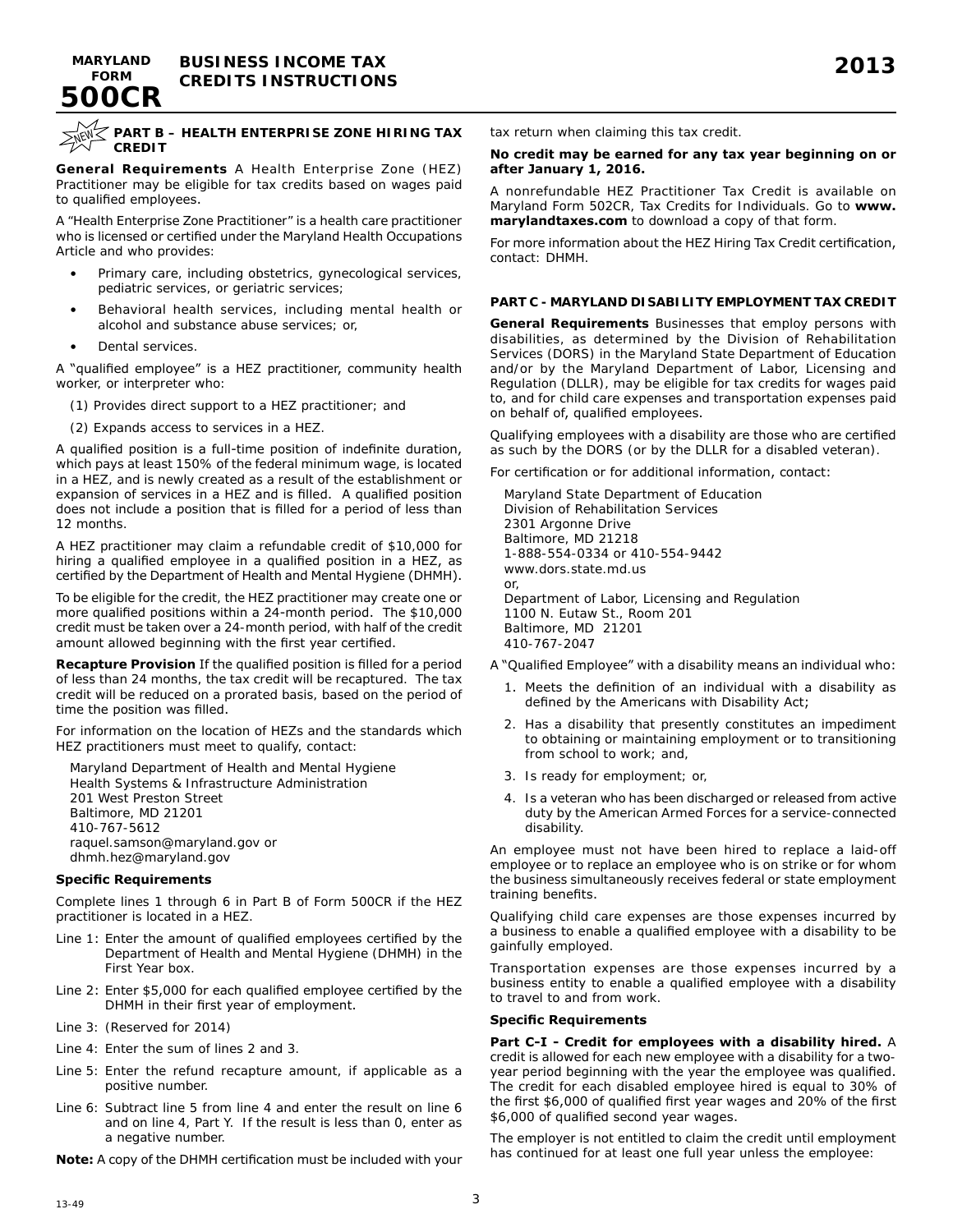# MARYLAND FORM 500CR — BUSINESS INCOME TAX CREDITS INSTRUCTIONS — 2013

## NEW PART B – HEALTH ENTERPRISE ZONE HIRING TAX CREDIT

**General Requirements** A Health Enterprise Zone (HEZ) Practitioner may be eligible for tax credits based on wages paid to qualified employees.

A "Health Enterprise Zone Practitioner" is a health care practitioner who is licensed or certified under the Maryland Health Occupations Article and who provides:

- Primary care, including obstetrics, gynecological services, pediatric services, or geriatric services;
- Behavioral health services, including mental health or alcohol and substance abuse services; or,
- Dental services.

A "qualified employee" is a HEZ practitioner, community health worker, or interpreter who:

(1) Provides direct support to a HEZ practitioner; and

(2) Expands access to services in a HEZ.

A qualified position is a full-time position of indefinite duration, which pays at least 150% of the federal minimum wage, is located in a HEZ, and is newly created as a result of the establishment or expansion of services in a HEZ and is filled. A qualified position does not include a position that is filled for a period of less than 12 months.

A HEZ practitioner may claim a refundable credit of $10,000 for hiring a qualified employee in a qualified position in a HEZ, as certified by the Department of Health and Mental Hygiene (DHMH).

To be eligible for the credit, the HEZ practitioner may create one or more qualified positions within a 24-month period. The $10,000 credit must be taken over a 24-month period, with half of the credit amount allowed beginning with the first year certified.

**Recapture Provision** If the qualified position is filled for a period of less than 24 months, the tax credit will be recaptured. The tax credit will be reduced on a prorated basis, based on the period of time the position was filled.

For information on the location of HEZs and the standards which HEZ practitioners must meet to qualify, contact:

Maryland Department of Health and Mental Hygiene
Health Systems & Infrastructure Administration
201 West Preston Street
Baltimore, MD 21201
410-767-5612
raquel.samson@maryland.gov or
dhmh.hez@maryland.gov

**Specific Requirements**

Complete lines 1 through 6 in Part B of Form 500CR if the HEZ practitioner is located in a HEZ.

Line 1: Enter the amount of qualified employees certified by the Department of Health and Mental Hygiene (DHMH) in the First Year box.

Line 2: Enter $5,000 for each qualified employee certified by the DHMH in their first year of employment.

Line 3: (Reserved for 2014)

Line 4: Enter the sum of lines 2 and 3.

Line 5: Enter the refund recapture amount, if applicable as a positive number.

Line 6: Subtract line 5 from line 4 and enter the result on line 6 and on line 4, Part Y. If the result is less than 0, enter as a negative number.

**Note:** A copy of the DHMH certification must be included with your tax return when claiming this tax credit.

**No credit may be earned for any tax year beginning on or after January 1, 2016.**

A nonrefundable HEZ Practitioner Tax Credit is available on Maryland Form 502CR, Tax Credits for Individuals. Go to **www.marylandtaxes.com** to download a copy of that form.

For more information about the HEZ Hiring Tax Credit certification, contact: DHMH.

## PART C - MARYLAND DISABILITY EMPLOYMENT TAX CREDIT

**General Requirements** Businesses that employ persons with disabilities, as determined by the Division of Rehabilitation Services (DORS) in the Maryland State Department of Education and/or by the Maryland Department of Labor, Licensing and Regulation (DLLR), may be eligible for tax credits for wages paid to, and for child care expenses and transportation expenses paid on behalf of, qualified employees.

Qualifying employees with a disability are those who are certified as such by the DORS (or by the DLLR for a disabled veteran).

For certification or for additional information, contact:

Maryland State Department of Education
Division of Rehabilitation Services
2301 Argonne Drive
Baltimore, MD 21218
1-888-554-0334 or 410-554-9442
www.dors.state.md.us
or,
Department of Labor, Licensing and Regulation
1100 N. Eutaw St., Room 201
Baltimore, MD 21201
410-767-2047

A "Qualified Employee" with a disability means an individual who:

1. Meets the definition of an individual with a disability as defined by the Americans with Disability Act;
2. Has a disability that presently constitutes an impediment to obtaining or maintaining employment or to transitioning from school to work; and,
3. Is ready for employment; or,
4. Is a veteran who has been discharged or released from active duty by the American Armed Forces for a service-connected disability.

An employee must not have been hired to replace a laid-off employee or to replace an employee who is on strike or for whom the business simultaneously receives federal or state employment training benefits.

Qualifying child care expenses are those expenses incurred by a business to enable a qualified employee with a disability to be gainfully employed.

Transportation expenses are those expenses incurred by a business entity to enable a qualified employee with a disability to travel to and from work.

**Specific Requirements**

**Part C-I - Credit for employees with a disability hired.** A credit is allowed for each new employee with a disability for a two-year period beginning with the year the employee was qualified. The credit for each disabled employee hired is equal to 30% of the first $6,000 of qualified first year wages and 20% of the first $6,000 of qualified second year wages.

The employer is not entitled to claim the credit until employment has continued for at least one full year unless the employee: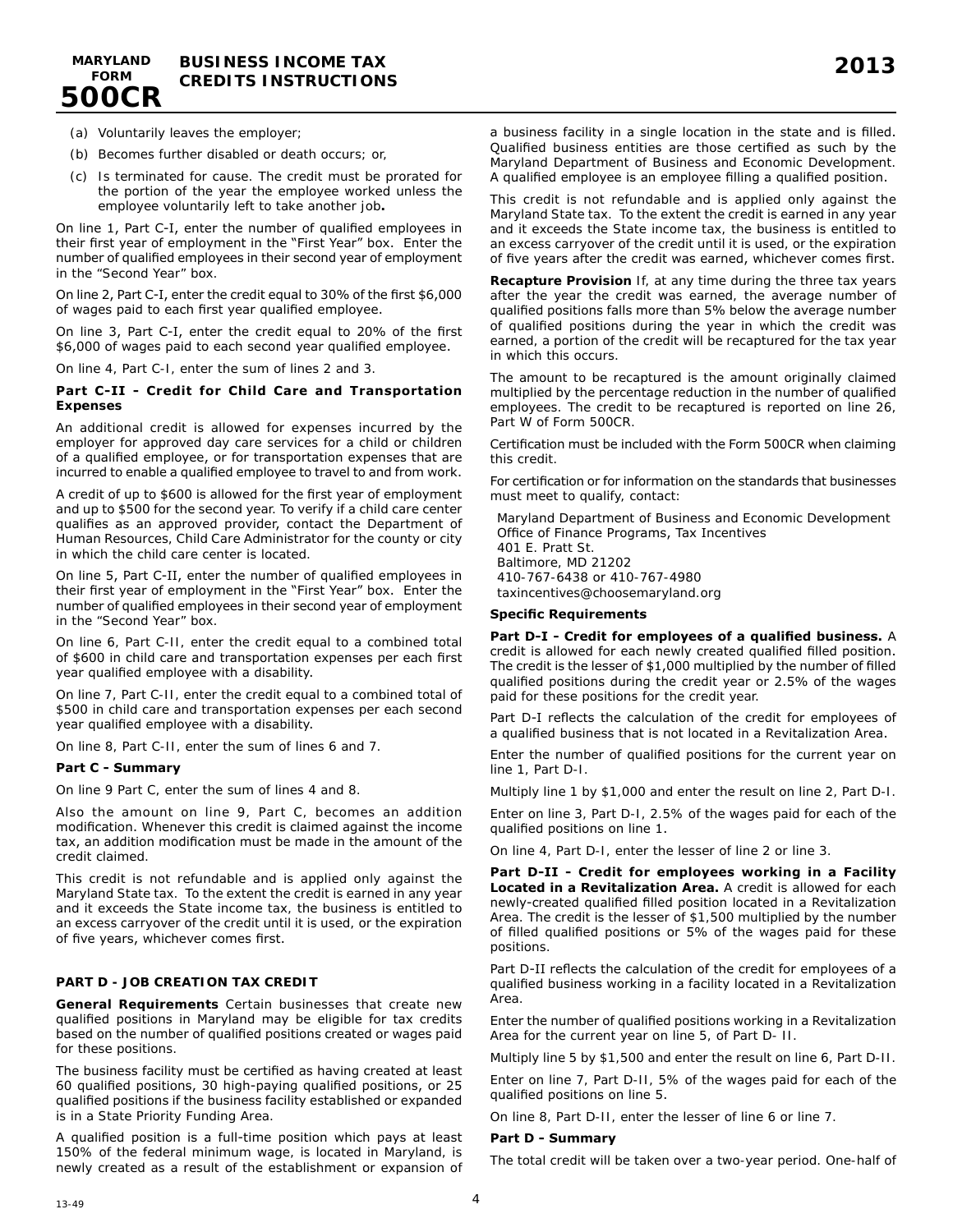(a) Voluntarily leaves the employer;

(b) Becomes further disabled or death occurs; or,

(c) Is terminated for cause. The credit must be prorated for the portion of the year the employee worked unless the employee voluntarily left to take another job**.**

On line 1, Part C-I, enter the number of qualified employees in their first year of employment in the "First Year" box. Enter the number of qualified employees in their second year of employment in the "Second Year" box.

On line 2, Part C-I, enter the credit equal to 30% of the first $6,000 of wages paid to each first year qualified employee.

On line 3, Part C-I, enter the credit equal to 20% of the first $6,000 of wages paid to each second year qualified employee.

On line 4, Part C-I, enter the sum of lines 2 and 3.

**Part C-II - Credit for Child Care and Transportation Expenses**

An additional credit is allowed for expenses incurred by the employer for approved day care services for a child or children of a qualified employee, or for transportation expenses that are incurred to enable a qualified employee to travel to and from work.

A credit of up to $600 is allowed for the first year of employment and up to $500 for the second year. To verify if a child care center qualifies as an approved provider, contact the Department of Human Resources, Child Care Administrator for the county or city in which the child care center is located.

On line 5, Part C-II, enter the number of qualified employees in their first year of employment in the "First Year" box. Enter the number of qualified employees in their second year of employment in the "Second Year" box.

On line 6, Part C-II, enter the credit equal to a combined total of $600 in child care and transportation expenses per each first year qualified employee with a disability.

On line 7, Part C-II, enter the credit equal to a combined total of $500 in child care and transportation expenses per each second year qualified employee with a disability.

On line 8, Part C-II, enter the sum of lines 6 and 7.

**Part C - Summary**

On line 9 Part C, enter the sum of lines 4 and 8.

Also the amount on line 9, Part C, becomes an addition modification. Whenever this credit is claimed against the income tax, an addition modification must be made in the amount of the credit claimed.

This credit is not refundable and is applied only against the Maryland State tax. To the extent the credit is earned in any year and it exceeds the State income tax, the business is entitled to an excess carryover of the credit until it is used, or the expiration of five years, whichever comes first.

## PART D - JOB CREATION TAX CREDIT

**General Requirements** Certain businesses that create new qualified positions in Maryland may be eligible for tax credits based on the number of qualified positions created or wages paid for these positions.

The business facility must be certified as having created at least 60 qualified positions, 30 high-paying qualified positions, or 25 qualified positions if the business facility established or expanded is in a State Priority Funding Area.

A qualified position is a full-time position which pays at least 150% of the federal minimum wage, is located in Maryland, is newly created as a result of the establishment or expansion of a business facility in a single location in the state and is filled. Qualified business entities are those certified as such by the Maryland Department of Business and Economic Development. A qualified employee is an employee filling a qualified position.

This credit is not refundable and is applied only against the Maryland State tax. To the extent the credit is earned in any year and it exceeds the State income tax, the business is entitled to an excess carryover of the credit until it is used, or the expiration of five years after the credit was earned, whichever comes first.

**Recapture Provision** If, at any time during the three tax years after the year the credit was earned, the average number of qualified positions falls more than 5% below the average number of qualified positions during the year in which the credit was earned, a portion of the credit will be recaptured for the tax year in which this occurs.

The amount to be recaptured is the amount originally claimed multiplied by the percentage reduction in the number of qualified employees. The credit to be recaptured is reported on line 26, Part W of Form 500CR.

Certification must be included with the Form 500CR when claiming this credit.

For certification or for information on the standards that businesses must meet to qualify, contact:

Maryland Department of Business and Economic Development
Office of Finance Programs, Tax Incentives
401 E. Pratt St.
Baltimore, MD 21202
410-767-6438 or 410-767-4980
taxincentives@choosemaryland.org

**Specific Requirements**

**Part D-I - Credit for employees of a qualified business.** A credit is allowed for each newly created qualified filled position. The credit is the lesser of $1,000 multiplied by the number of filled qualified positions during the credit year or 2.5% of the wages paid for these positions for the credit year.

Part D-I reflects the calculation of the credit for employees of a qualified business that is not located in a Revitalization Area.

Enter the number of qualified positions for the current year on line 1, Part D-I.

Multiply line 1 by $1,000 and enter the result on line 2, Part D-I.

Enter on line 3, Part D-I, 2.5% of the wages paid for each of the qualified positions on line 1.

On line 4, Part D-I, enter the lesser of line 2 or line 3.

**Part D-II - Credit for employees working in a Facility Located in a Revitalization Area.** A credit is allowed for each newly-created qualified filled position located in a Revitalization Area. The credit is the lesser of $1,500 multiplied by the number of filled qualified positions or 5% of the wages paid for these positions.

Part D-II reflects the calculation of the credit for employees of a qualified business working in a facility located in a Revitalization Area.

Enter the number of qualified positions working in a Revitalization Area for the current year on line 5, of Part D- II.

Multiply line 5 by $1,500 and enter the result on line 6, Part D-II.

Enter on line 7, Part D-II, 5% of the wages paid for each of the qualified positions on line 5.

On line 8, Part D-II, enter the lesser of line 6 or line 7.

**Part D – Summary**

The total credit will be taken over a two-year period. One-half of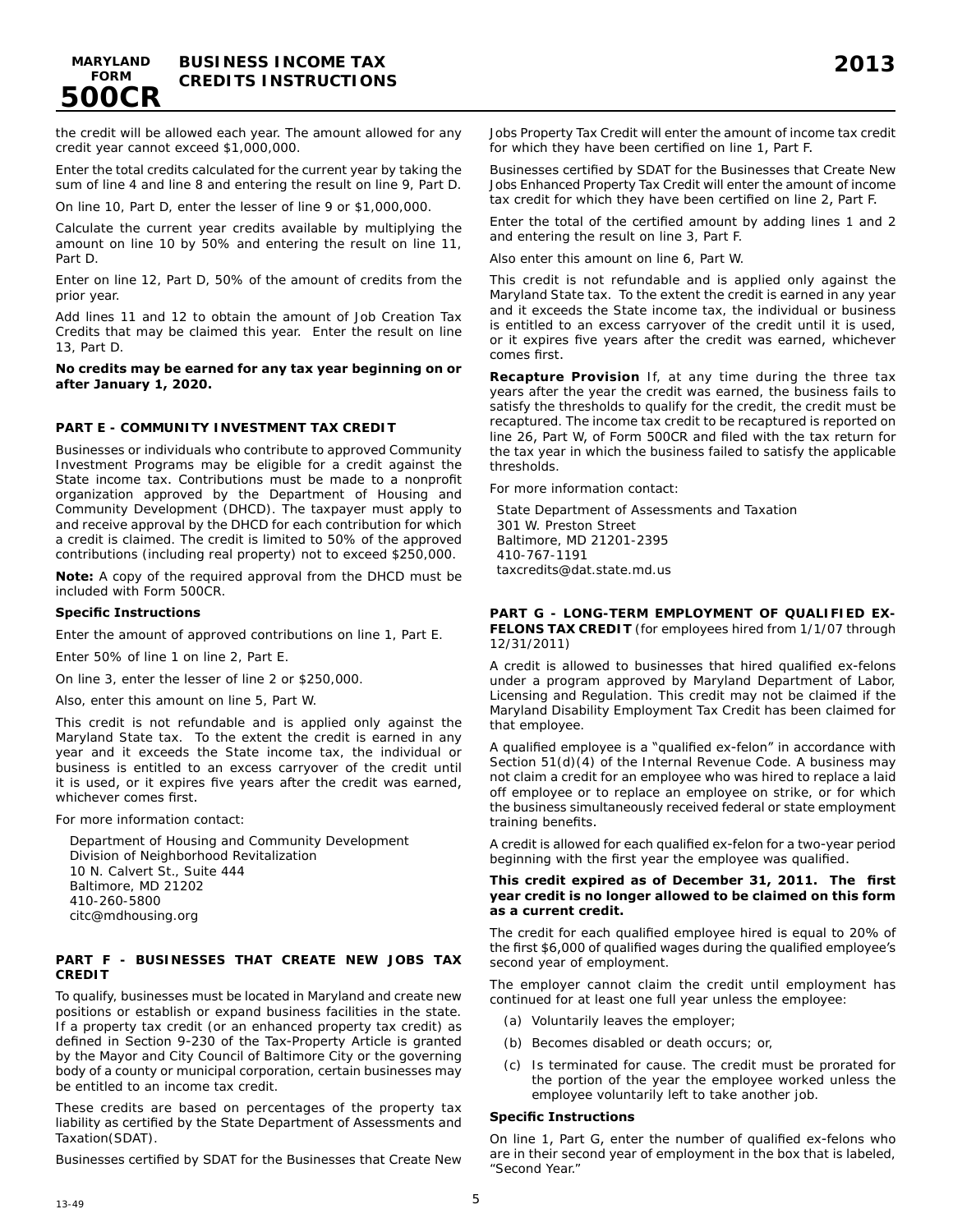the credit will be allowed each year. The amount allowed for any credit year cannot exceed $1,000,000.

Enter the total credits calculated for the current year by taking the sum of line 4 and line 8 and entering the result on line 9, Part D.

On line 10, Part D, enter the lesser of line 9 or $1,000,000.

Calculate the current year credits available by multiplying the amount on line 10 by 50% and entering the result on line 11, Part D.

Enter on line 12, Part D, 50% of the amount of credits from the prior year.

Add lines 11 and 12 to obtain the amount of Job Creation Tax Credits that may be claimed this year. Enter the result on line 13, Part D.

**No credits may be earned for any tax year beginning on or after January 1, 2020.**

### PART E - COMMUNITY INVESTMENT TAX CREDIT

Businesses or individuals who contribute to approved Community Investment Programs may be eligible for a credit against the State income tax. Contributions must be made to a nonprofit organization approved by the Department of Housing and Community Development (DHCD). The taxpayer must apply to and receive approval by the DHCD for each contribution for which a credit is claimed. The credit is limited to 50% of the approved contributions (including real property) not to exceed $250,000.

**Note:** A copy of the required approval from the DHCD must be included with Form 500CR.

**Specific Instructions**

Enter the amount of approved contributions on line 1, Part E.

Enter 50% of line 1 on line 2, Part E.

On line 3, enter the lesser of line 2 or $250,000.

Also, enter this amount on line 5, Part W.

This credit is not refundable and is applied only against the Maryland State tax. To the extent the credit is earned in any year and it exceeds the State income tax, the individual or business is entitled to an excess carryover of the credit until it is used, or it expires five years after the credit was earned, whichever comes first.

For more information contact:

Department of Housing and Community Development
Division of Neighborhood Revitalization
10 N. Calvert St., Suite 444
Baltimore, MD 21202
410-260-5800
citc@mdhousing.org

### PART F - BUSINESSES THAT CREATE NEW JOBS TAX CREDIT

To qualify, businesses must be located in Maryland and create new positions or establish or expand business facilities in the state. If a property tax credit (or an enhanced property tax credit) as defined in Section 9-230 of the Tax-Property Article is granted by the Mayor and City Council of Baltimore City or the governing body of a county or municipal corporation, certain businesses may be entitled to an income tax credit.

These credits are based on percentages of the property tax liability as certified by the State Department of Assessments and Taxation(SDAT).

Businesses certified by SDAT for the Businesses that Create New Jobs Property Tax Credit will enter the amount of income tax credit for which they have been certified on line 1, Part F.

Businesses certified by SDAT for the Businesses that Create New Jobs Enhanced Property Tax Credit will enter the amount of income tax credit for which they have been certified on line 2, Part F.

Enter the total of the certified amount by adding lines 1 and 2 and entering the result on line 3, Part F.

Also enter this amount on line 6, Part W.

This credit is not refundable and is applied only against the Maryland State tax. To the extent the credit is earned in any year and it exceeds the State income tax, the individual or business is entitled to an excess carryover of the credit until it is used, or it expires five years after the credit was earned, whichever comes first.

**Recapture Provision** If, at any time during the three tax years after the year the credit was earned, the business fails to satisfy the thresholds to qualify for the credit, the credit must be recaptured. The income tax credit to be recaptured is reported on line 26, Part W, of Form 500CR and filed with the tax return for the tax year in which the business failed to satisfy the applicable thresholds.

For more information contact:

State Department of Assessments and Taxation
301 W. Preston Street
Baltimore, MD 21201-2395
410-767-1191
taxcredits@dat.state.md.us

### PART G - LONG-TERM EMPLOYMENT OF QUALIFIED EX-FELONS TAX CREDIT (for employees hired from 1/1/07 through 12/31/2011)

A credit is allowed to businesses that hired qualified ex-felons under a program approved by Maryland Department of Labor, Licensing and Regulation. This credit may not be claimed if the Maryland Disability Employment Tax Credit has been claimed for that employee.

A qualified employee is a "qualified ex-felon" in accordance with Section 51(d)(4) of the Internal Revenue Code. A business may not claim a credit for an employee who was hired to replace a laid off employee or to replace an employee on strike, or for which the business simultaneously received federal or state employment training benefits.

A credit is allowed for each qualified ex-felon for a two-year period beginning with the first year the employee was qualified.

**This credit expired as of December 31, 2011. The first year credit is no longer allowed to be claimed on this form as a current credit.**

The credit for each qualified employee hired is equal to 20% of the first $6,000 of qualified wages during the qualified employee's second year of employment.

The employer cannot claim the credit until employment has continued for at least one full year unless the employee:

(a) Voluntarily leaves the employer;

(b) Becomes disabled or death occurs; or,

(c) Is terminated for cause. The credit must be prorated for the portion of the year the employee worked unless the employee voluntarily left to take another job.

**Specific Instructions**

On line 1, Part G, enter the number of qualified ex-felons who are in their second year of employment in the box that is labeled, "Second Year."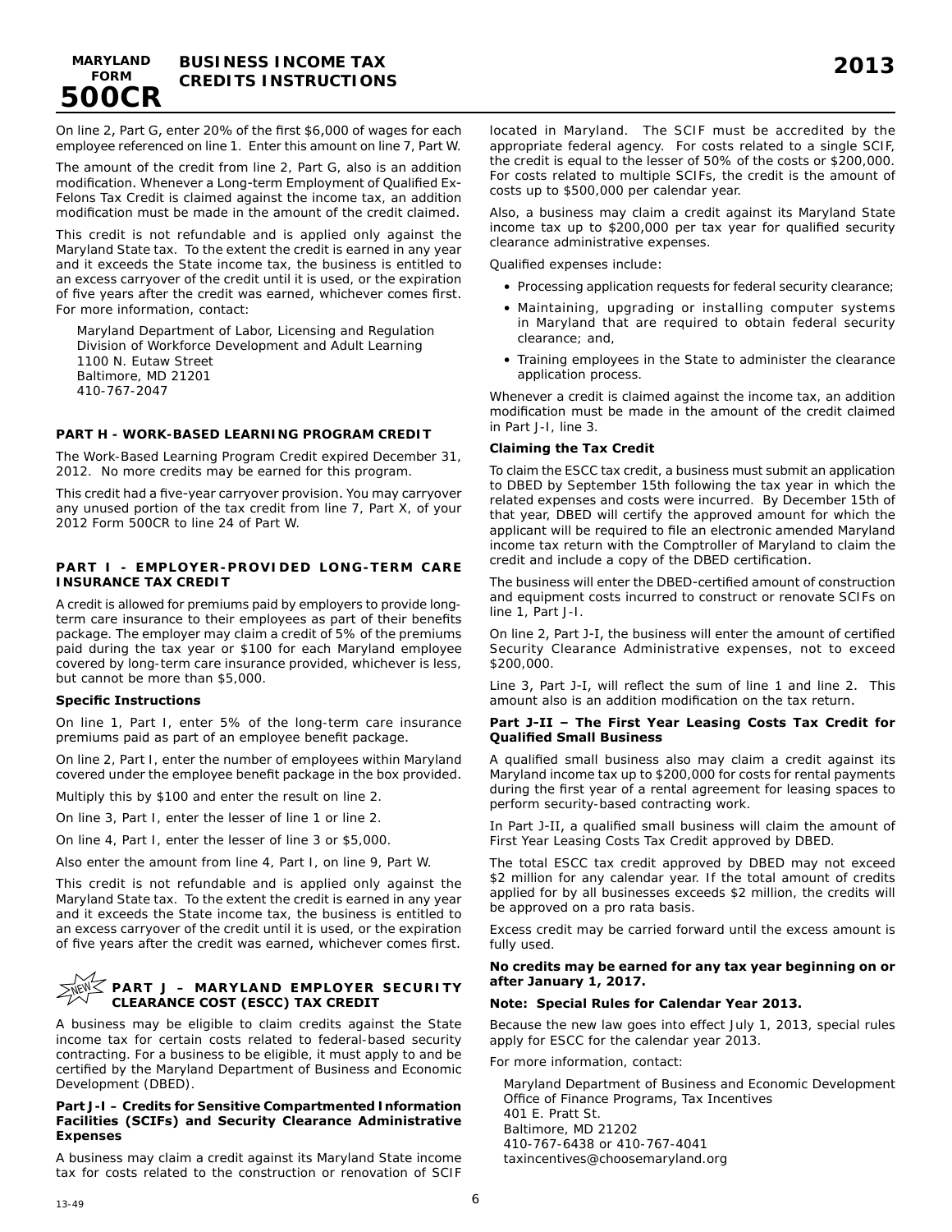On line 2, Part G, enter 20% of the first $6,000 of wages for each employee referenced on line 1. Enter this amount on line 7, Part W.

The amount of the credit from line 2, Part G, also is an addition modification. Whenever a Long-term Employment of Qualified Ex-Felons Tax Credit is claimed against the income tax, an addition modification must be made in the amount of the credit claimed.

This credit is not refundable and is applied only against the Maryland State tax. To the extent the credit is earned in any year and it exceeds the State income tax, the business is entitled to an excess carryover of the credit until it is used, or the expiration of five years after the credit was earned, whichever comes first. For more information, contact:

Maryland Department of Labor, Licensing and Regulation
Division of Workforce Development and Adult Learning
1100 N. Eutaw Street
Baltimore, MD 21201
410-767-2047

## PART H - WORK-BASED LEARNING PROGRAM CREDIT

The Work-Based Learning Program Credit expired December 31, 2012. No more credits may be earned for this program.

This credit had a five-year carryover provision. You may carryover any unused portion of the tax credit from line 7, Part X, of your 2012 Form 500CR to line 24 of Part W.

## PART I - EMPLOYER-PROVIDED LONG-TERM CARE INSURANCE TAX CREDIT

A credit is allowed for premiums paid by employers to provide long-term care insurance to their employees as part of their benefits package. The employer may claim a credit of 5% of the premiums paid during the tax year or $100 for each Maryland employee covered by long-term care insurance provided, whichever is less, but cannot be more than $5,000.

**Specific Instructions**

On line 1, Part I, enter 5% of the long-term care insurance premiums paid as part of an employee benefit package.

On line 2, Part I, enter the number of employees within Maryland covered under the employee benefit package in the box provided.

Multiply this by $100 and enter the result on line 2.

On line 3, Part I, enter the lesser of line 1 or line 2.

On line 4, Part I, enter the lesser of line 3 or $5,000.

Also enter the amount from line 4, Part I, on line 9, Part W.

This credit is not refundable and is applied only against the Maryland State tax. To the extent the credit is earned in any year and it exceeds the State income tax, the business is entitled to an excess carryover of the credit until it is used, or the expiration of five years after the credit was earned, whichever comes first.

## NEW PART J – MARYLAND EMPLOYER SECURITY CLEARANCE COST (ESCC) TAX CREDIT

A business may be eligible to claim credits against the State income tax for certain costs related to federal-based security contracting. For a business to be eligible, it must apply to and be certified by the Maryland Department of Business and Economic Development (DBED).

**Part J-I – Credits for Sensitive Compartmented Information Facilities (SCIFs) and Security Clearance Administrative Expenses**

A business may claim a credit against its Maryland State income tax for costs related to the construction or renovation of SCIF located in Maryland. The SCIF must be accredited by the appropriate federal agency. For costs related to a single SCIF, the credit is equal to the lesser of 50% of the costs or $200,000. For costs related to multiple SCIFs, the credit is the amount of costs up to $500,000 per calendar year.

Also, a business may claim a credit against its Maryland State income tax up to $200,000 per tax year for qualified security clearance administrative expenses.

Qualified expenses include:

- Processing application requests for federal security clearance;
- Maintaining, upgrading or installing computer systems in Maryland that are required to obtain federal security clearance; and,
- Training employees in the State to administer the clearance application process.

Whenever a credit is claimed against the income tax, an addition modification must be made in the amount of the credit claimed in Part J-I, line 3.

**Claiming the Tax Credit**

To claim the ESCC tax credit, a business must submit an application to DBED by September 15th following the tax year in which the related expenses and costs were incurred. By December 15th of that year, DBED will certify the approved amount for which the applicant will be required to file an electronic amended Maryland income tax return with the Comptroller of Maryland to claim the credit and include a copy of the DBED certification.

The business will enter the DBED-certified amount of construction and equipment costs incurred to construct or renovate SCIFs on line 1, Part J-I.

On line 2, Part J-I, the business will enter the amount of certified Security Clearance Administrative expenses, not to exceed $200,000.

Line 3, Part J-I, will reflect the sum of line 1 and line 2. This amount also is an addition modification on the tax return.

**Part J-II – The First Year Leasing Costs Tax Credit for Qualified Small Business**

A qualified small business also may claim a credit against its Maryland income tax up to $200,000 for costs for rental payments during the first year of a rental agreement for leasing spaces to perform security-based contracting work.

In Part J-II, a qualified small business will claim the amount of First Year Leasing Costs Tax Credit approved by DBED.

The total ESCC tax credit approved by DBED may not exceed $2 million for any calendar year. If the total amount of credits applied for by all businesses exceeds $2 million, the credits will be approved on a pro rata basis.

Excess credit may be carried forward until the excess amount is fully used.

**No credits may be earned for any tax year beginning on or after January 1, 2017.**

**Note: Special Rules for Calendar Year 2013.**

Because the new law goes into effect July 1, 2013, special rules apply for ESCC for the calendar year 2013.

For more information, contact:

Maryland Department of Business and Economic Development
Office of Finance Programs, Tax Incentives
401 E. Pratt St.
Baltimore, MD 21202
410-767-6438 or 410-767-4041
taxincentives@choosemaryland.org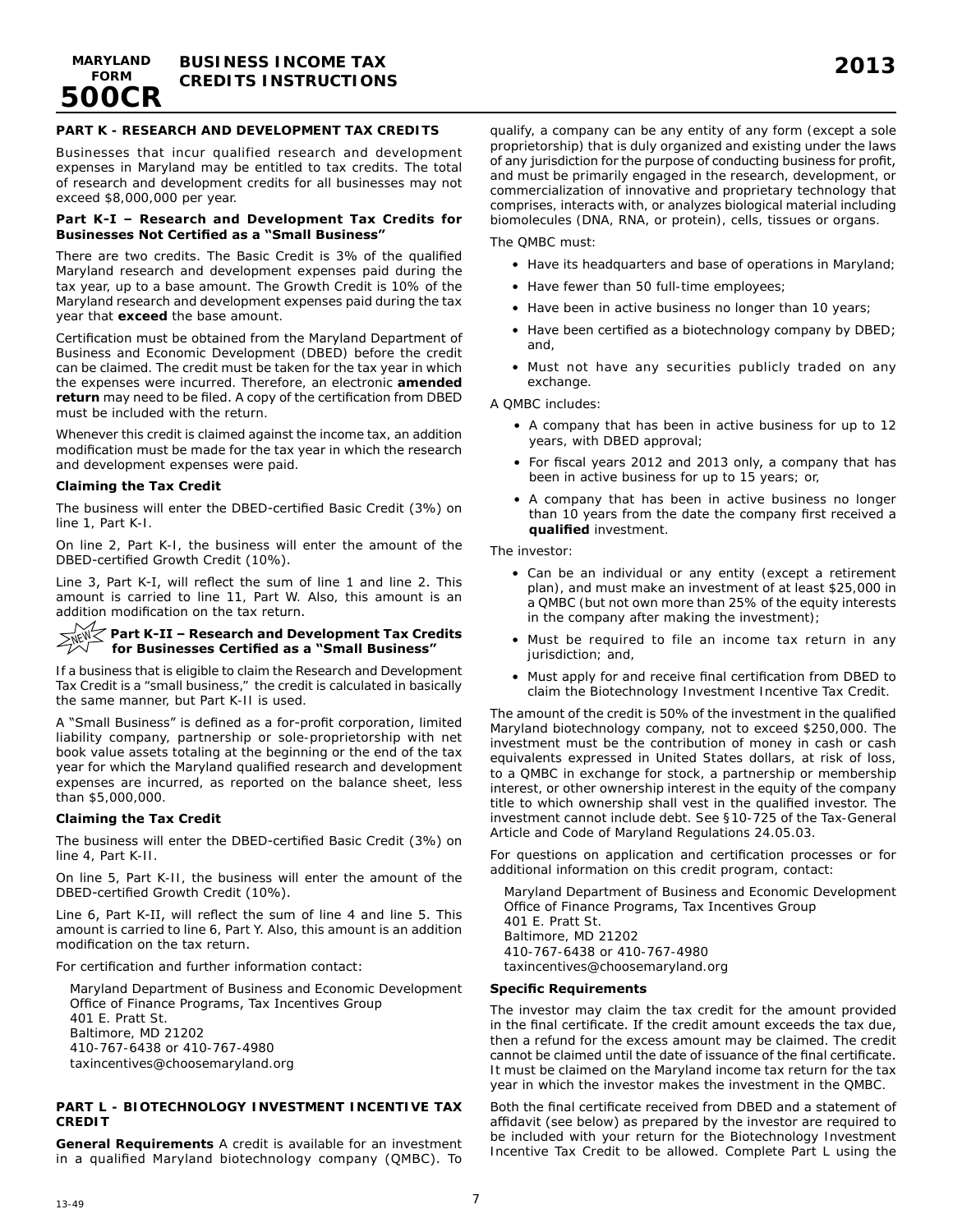# MARYLAND FORM 500CR — BUSINESS INCOME TAX CREDITS INSTRUCTIONS — 2013

## PART K - RESEARCH AND DEVELOPMENT TAX CREDITS

Businesses that incur qualified research and development expenses in Maryland may be entitled to tax credits. The total of research and development credits for all businesses may not exceed $8,000,000 per year.

### Part K-I – Research and Development Tax Credits for Businesses Not Certified as a "Small Business"

There are two credits. The Basic Credit is 3% of the qualified Maryland research and development expenses paid during the tax year, up to a base amount. The Growth Credit is 10% of the Maryland research and development expenses paid during the tax year that **exceed** the base amount.

Certification must be obtained from the Maryland Department of Business and Economic Development (DBED) before the credit can be claimed. The credit must be taken for the tax year in which the expenses were incurred. Therefore, an electronic **amended return** may need to be filed. A copy of the certification from DBED must be included with the return.

Whenever this credit is claimed against the income tax, an addition modification must be made for the tax year in which the research and development expenses were paid.

**Claiming the Tax Credit**

The business will enter the DBED-certified Basic Credit (3%) on line 1, Part K-I.

On line 2, Part K-I, the business will enter the amount of the DBED-certified Growth Credit (10%).

Line 3, Part K-I, will reflect the sum of line 1 and line 2. This amount is carried to line 11, Part W. Also, this amount is an addition modification on the tax return.

### NEW Part K-II – Research and Development Tax Credits for Businesses Certified as a "Small Business"

If a business that is eligible to claim the Research and Development Tax Credit is a "small business," the credit is calculated in basically the same manner, but Part K-II is used.

A "Small Business" is defined as a for-profit corporation, limited liability company, partnership or sole-proprietorship with net book value assets totaling at the beginning or the end of the tax year for which the Maryland qualified research and development expenses are incurred, as reported on the balance sheet, less than $5,000,000.

**Claiming the Tax Credit**

The business will enter the DBED-certified Basic Credit (3%) on line 4, Part K-II.

On line 5, Part K-II, the business will enter the amount of the DBED-certified Growth Credit (10%).

Line 6, Part K-II, will reflect the sum of line 4 and line 5. This amount is carried to line 6, Part Y. Also, this amount is an addition modification on the tax return.

For certification and further information contact:

Maryland Department of Business and Economic Development
Office of Finance Programs, Tax Incentives Group
401 E. Pratt St.
Baltimore, MD 21202
410-767-6438 or 410-767-4980
taxincentives@choosemaryland.org

## PART L - BIOTECHNOLOGY INVESTMENT INCENTIVE TAX CREDIT

**General Requirements** A credit is available for an investment in a qualified Maryland biotechnology company (QMBC). To qualify, a company can be any entity of any form (except a sole proprietorship) that is duly organized and existing under the laws of any jurisdiction for the purpose of conducting business for profit, and must be primarily engaged in the research, development, or commercialization of innovative and proprietary technology that comprises, interacts with, or analyzes biological material including biomolecules (DNA, RNA, or protein), cells, tissues or organs.

The QMBC must:

- Have its headquarters and base of operations in Maryland;
- Have fewer than 50 full-time employees;
- Have been in active business no longer than 10 years;
- Have been certified as a biotechnology company by DBED; and,
- Must not have any securities publicly traded on any exchange.

A QMBC includes:

- A company that has been in active business for up to 12 years, with DBED approval;
- For fiscal years 2012 and 2013 only, a company that has been in active business for up to 15 years; or,
- A company that has been in active business no longer than 10 years from the date the company first received a **qualified** investment.

The investor:

- Can be an individual or any entity (except a retirement plan), and must make an investment of at least $25,000 in a QMBC (but not own more than 25% of the equity interests in the company after making the investment);
- Must be required to file an income tax return in any jurisdiction; and,
- Must apply for and receive final certification from DBED to claim the Biotechnology Investment Incentive Tax Credit.

The amount of the credit is 50% of the investment in the qualified Maryland biotechnology company, not to exceed $250,000. The investment must be the contribution of money in cash or cash equivalents expressed in United States dollars, at risk of loss, to a QMBC in exchange for stock, a partnership or membership interest, or other ownership interest in the equity of the company title to which ownership shall vest in the qualified investor. The investment cannot include debt. See §10-725 of the Tax-General Article and Code of Maryland Regulations 24.05.03.

For questions on application and certification processes or for additional information on this credit program, contact:

Maryland Department of Business and Economic Development
Office of Finance Programs, Tax Incentives Group
401 E. Pratt St.
Baltimore, MD 21202
410-767-6438 or 410-767-4980
taxincentives@choosemaryland.org

**Specific Requirements**

The investor may claim the tax credit for the amount provided in the final certificate. If the credit amount exceeds the tax due, then a refund for the excess amount may be claimed. The credit cannot be claimed until the date of issuance of the final certificate. It must be claimed on the Maryland income tax return for the tax year in which the investor makes the investment in the QMBC.

Both the final certificate received from DBED and a statement of affidavit (see below) as prepared by the investor are required to be included with your return for the Biotechnology Investment Incentive Tax Credit to be allowed. Complete Part L using the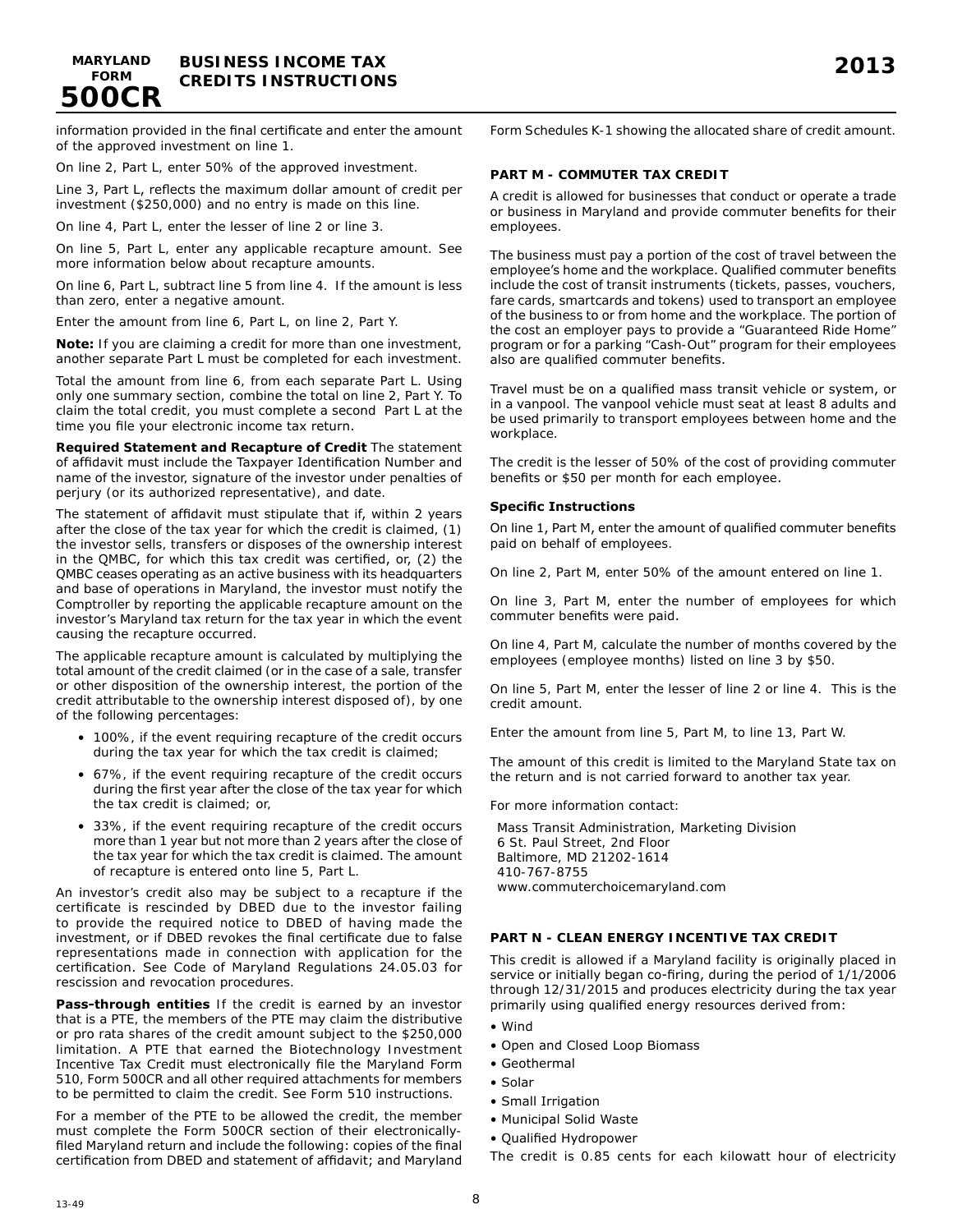information provided in the final certificate and enter the amount of the approved investment on line 1.

On line 2, Part L, enter 50% of the approved investment.

Line 3, Part L, reflects the maximum dollar amount of credit per investment ($250,000) and no entry is made on this line.

On line 4, Part L, enter the lesser of line 2 or line 3.

On line 5, Part L, enter any applicable recapture amount. See more information below about recapture amounts.

On line 6, Part L, subtract line 5 from line 4. If the amount is less than zero, enter a negative amount.

Enter the amount from line 6, Part L, on line 2, Part Y.

**Note:** If you are claiming a credit for more than one investment, another separate Part L must be completed for each investment.

Total the amount from line 6, from each separate Part L. Using only one summary section, combine the total on line 2, Part Y. To claim the total credit, you must complete a second Part L at the time you file your electronic income tax return.

**Required Statement and Recapture of Credit** The statement of affidavit must include the Taxpayer Identification Number and name of the investor, signature of the investor under penalties of perjury (or its authorized representative), and date.

The statement of affidavit must stipulate that if, within 2 years after the close of the tax year for which the credit is claimed, (1) the investor sells, transfers or disposes of the ownership interest in the QMBC, for which this tax credit was certified, or, (2) the QMBC ceases operating as an active business with its headquarters and base of operations in Maryland, the investor must notify the Comptroller by reporting the applicable recapture amount on the investor's Maryland tax return for the tax year in which the event causing the recapture occurred.

The applicable recapture amount is calculated by multiplying the total amount of the credit claimed (or in the case of a sale, transfer or other disposition of the ownership interest, the portion of the credit attributable to the ownership interest disposed of), by one of the following percentages:

- 100%, if the event requiring recapture of the credit occurs during the tax year for which the tax credit is claimed;
- 67%, if the event requiring recapture of the credit occurs during the first year after the close of the tax year for which the tax credit is claimed; or,
- 33%, if the event requiring recapture of the credit occurs more than 1 year but not more than 2 years after the close of the tax year for which the tax credit is claimed. The amount of recapture is entered onto line 5, Part L.

An investor's credit also may be subject to a recapture if the certificate is rescinded by DBED due to the investor failing to provide the required notice to DBED of having made the investment, or if DBED revokes the final certificate due to false representations made in connection with application for the certification. See Code of Maryland Regulations 24.05.03 for rescission and revocation procedures.

**Pass-through entities** If the credit is earned by an investor that is a PTE, the members of the PTE may claim the distributive or pro rata shares of the credit amount subject to the $250,000 limitation. A PTE that earned the Biotechnology Investment Incentive Tax Credit must electronically file the Maryland Form 510, Form 500CR and all other required attachments for members to be permitted to claim the credit. See Form 510 instructions.

For a member of the PTE to be allowed the credit, the member must complete the Form 500CR section of their electronically-filed Maryland return and include the following: copies of the final certification from DBED and statement of affidavit; and Maryland Form Schedules K-1 showing the allocated share of credit amount.

### PART M - COMMUTER TAX CREDIT

A credit is allowed for businesses that conduct or operate a trade or business in Maryland and provide commuter benefits for their employees.

The business must pay a portion of the cost of travel between the employee's home and the workplace. Qualified commuter benefits include the cost of transit instruments (tickets, passes, vouchers, fare cards, smartcards and tokens) used to transport an employee of the business to or from home and the workplace. The portion of the cost an employer pays to provide a "Guaranteed Ride Home" program or for a parking "Cash-Out" program for their employees also are qualified commuter benefits.

Travel must be on a qualified mass transit vehicle or system, or in a vanpool. The vanpool vehicle must seat at least 8 adults and be used primarily to transport employees between home and the workplace.

The credit is the lesser of 50% of the cost of providing commuter benefits or $50 per month for each employee.

#### Specific Instructions

On line 1, Part M, enter the amount of qualified commuter benefits paid on behalf of employees.

On line 2, Part M, enter 50% of the amount entered on line 1.

On line 3, Part M, enter the number of employees for which commuter benefits were paid.

On line 4, Part M, calculate the number of months covered by the employees (employee months) listed on line 3 by $50.

On line 5, Part M, enter the lesser of line 2 or line 4. This is the credit amount.

Enter the amount from line 5, Part M, to line 13, Part W.

The amount of this credit is limited to the Maryland State tax on the return and is not carried forward to another tax year.

For more information contact:

Mass Transit Administration, Marketing Division
6 St. Paul Street, 2nd Floor
Baltimore, MD 21202-1614
410-767-8755
www.commuterchoicemaryland.com

### PART N - CLEAN ENERGY INCENTIVE TAX CREDIT

This credit is allowed if a Maryland facility is originally placed in service or initially began co-firing, during the period of 1/1/2006 through 12/31/2015 and produces electricity during the tax year primarily using qualified energy resources derived from:

- Wind
- Open and Closed Loop Biomass
- Geothermal
- Solar
- Small Irrigation
- Municipal Solid Waste
- Qualified Hydropower

The credit is 0.85 cents for each kilowatt hour of electricity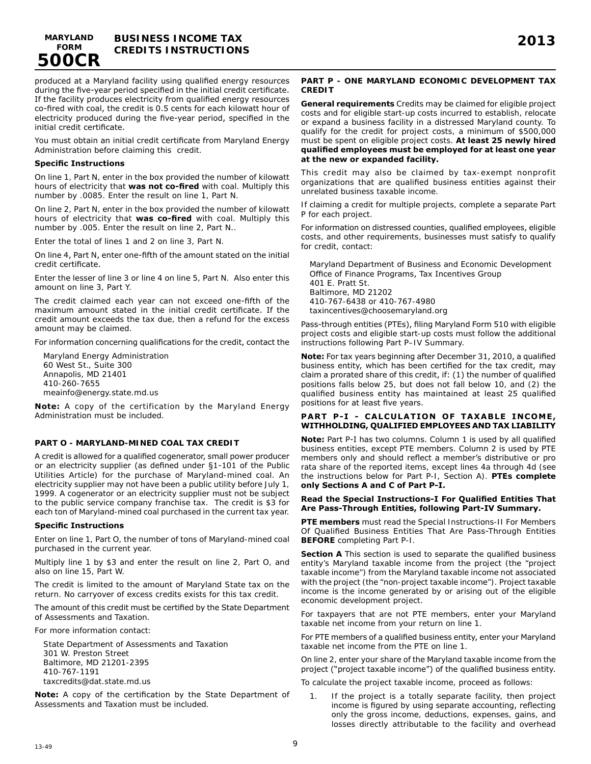produced at a Maryland facility using qualified energy resources during the five-year period specified in the initial credit certificate. If the facility produces electricity from qualified energy resources co-fired with coal, the credit is 0.5 cents for each kilowatt hour of electricity produced during the five-year period, specified in the initial credit certificate.

You must obtain an initial credit certificate from Maryland Energy Administration before claiming this credit.

**Specific Instructions**

On line 1, Part N, enter in the box provided the number of kilowatt hours of electricity that **was not co-fired** with coal. Multiply this number by .0085. Enter the result on line 1, Part N.

On line 2, Part N, enter in the box provided the number of kilowatt hours of electricity that **was co-fired** with coal. Multiply this number by .005. Enter the result on line 2, Part N..

Enter the total of lines 1 and 2 on line 3, Part N.

On line 4, Part N, enter one-fifth of the amount stated on the initial credit certificate.

Enter the lesser of line 3 or line 4 on line 5, Part N. Also enter this amount on line 3, Part Y.

The credit claimed each year can not exceed one-fifth of the maximum amount stated in the initial credit certificate. If the credit amount exceeds the tax due, then a refund for the excess amount may be claimed.

For information concerning qualifications for the credit, contact the

Maryland Energy Administration
60 West St., Suite 300
Annapolis, MD 21401
410-260-7655
meainfo@energy.state.md.us

**Note:** A copy of the certification by the Maryland Energy Administration must be included.

## PART O - MARYLAND-MINED COAL TAX CREDIT

A credit is allowed for a qualified cogenerator, small power producer or an electricity supplier (as defined under §1-101 of the Public Utilities Article) for the purchase of Maryland-mined coal. An electricity supplier may not have been a public utility before July 1, 1999. A cogenerator or an electricity supplier must not be subject to the public service company franchise tax. The credit is $3 for each ton of Maryland-mined coal purchased in the current tax year.

**Specific Instructions**

Enter on line 1, Part O, the number of tons of Maryland-mined coal purchased in the current year.

Multiply line 1 by $3 and enter the result on line 2, Part O, and also on line 15, Part W.

The credit is limited to the amount of Maryland State tax on the return. No carryover of excess credits exists for this tax credit.

The amount of this credit must be certified by the State Department of Assessments and Taxation.

For more information contact:

State Department of Assessments and Taxation
301 W. Preston Street
Baltimore, MD 21201-2395
410-767-1191
taxcredits@dat.state.md.us

**Note:** A copy of the certification by the State Department of Assessments and Taxation must be included.

## PART P - ONE MARYLAND ECONOMIC DEVELOPMENT TAX CREDIT

**General requirements** Credits may be claimed for eligible project costs and for eligible start-up costs incurred to establish, relocate or expand a business facility in a distressed Maryland county. To qualify for the credit for project costs, a minimum of $500,000 must be spent on eligible project costs. **At least 25 newly hired qualified employees must be employed for at least one year at the new or expanded facility.**

This credit may also be claimed by tax-exempt nonprofit organizations that are qualified business entities against their unrelated business taxable income.

If claiming a credit for multiple projects, complete a separate Part P for each project.

For information on distressed counties, qualified employees, eligible costs, and other requirements, businesses must satisfy to qualify for credit, contact:

Maryland Department of Business and Economic Development
Office of Finance Programs, Tax Incentives Group
401 E. Pratt St.
Baltimore, MD 21202
410-767-6438 or 410-767-4980
taxincentives@choosemaryland.org

Pass-through entities (PTEs), filing Maryland Form 510 with eligible project costs and eligible start-up costs must follow the additional instructions following Part P–IV Summary.

**Note:** For tax years beginning after December 31, 2010, a qualified business entity, which has been certified for the tax credit, may claim a prorated share of this credit, if: (1) the number of qualified positions falls below 25, but does not fall below 10, and (2) the qualified business entity has maintained at least 25 qualified positions for at least five years.

### PART P-I - CALCULATION OF TAXABLE INCOME, WITHHOLDING, QUALIFIED EMPLOYEES AND TAX LIABILITY

**Note:** Part P-I has two columns. Column 1 is used by all qualified business entities, except PTE members. Column 2 is used by PTE members only and should reflect a member's distributive or pro rata share of the reported items, except lines 4a through 4d (see the instructions below for Part P-I, Section A). **PTEs complete only Sections A and C of Part P-I.**

**Read the Special Instructions-I For Qualified Entities That Are Pass-Through Entities, following Part-IV Summary.**

**PTE members** must read the Special Instructions-II For Members Of Qualified Business Entities That Are Pass-Through Entities **BEFORE** completing Part P-I.

**Section A** This section is used to separate the qualified business entity's Maryland taxable income from the project (the "project taxable income") from the Maryland taxable income not associated with the project (the "non-project taxable income"). Project taxable income is the income generated by or arising out of the eligible economic development project.

For taxpayers that are not PTE members, enter your Maryland taxable net income from your return on line 1.

For PTE members of a qualified business entity, enter your Maryland taxable net income from the PTE on line 1.

On line 2, enter your share of the Maryland taxable income from the project ("project taxable income") of the qualified business entity.

To calculate the project taxable income, proceed as follows:

1. If the project is a totally separate facility, then project income is figured by using separate accounting, reflecting only the gross income, deductions, expenses, gains, and losses directly attributable to the facility and overhead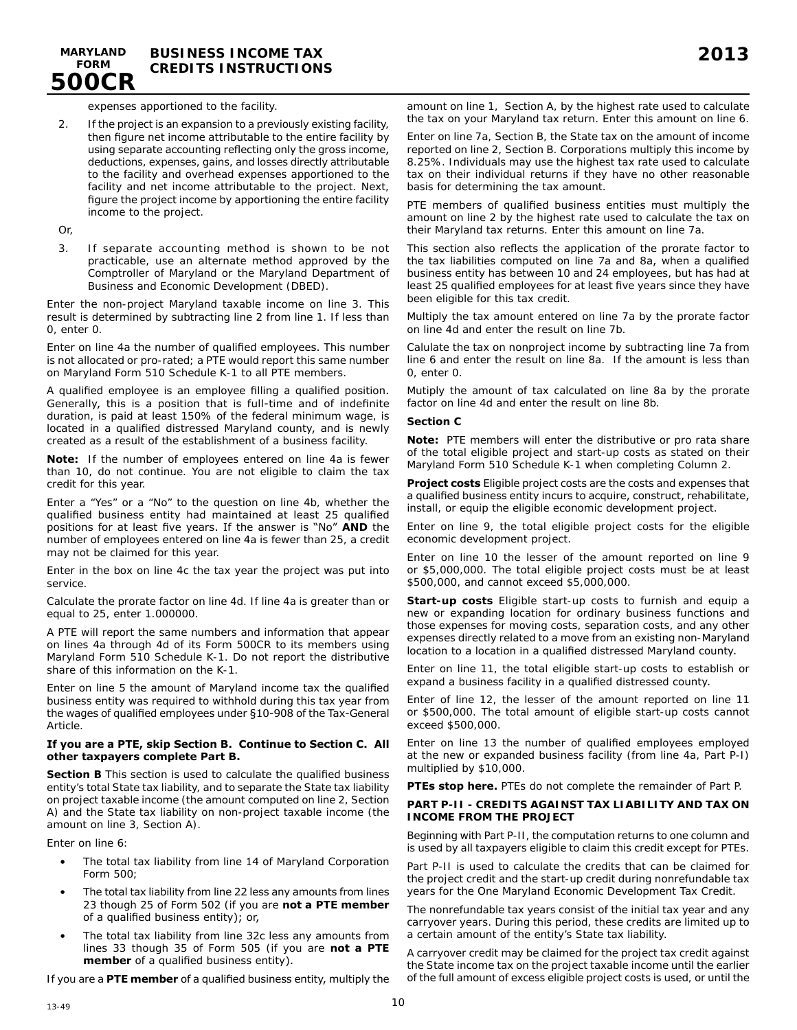expenses apportioned to the facility.

2. If the project is an expansion to a previously existing facility, then figure net income attributable to the entire facility by using separate accounting reflecting only the gross income, deductions, expenses, gains, and losses directly attributable to the facility and overhead expenses apportioned to the facility and net income attributable to the project. Next, figure the project income by apportioning the entire facility income to the project.

Or,

3. If separate accounting method is shown to be not practicable, use an alternate method approved by the Comptroller of Maryland or the Maryland Department of Business and Economic Development (DBED).

Enter the non-project Maryland taxable income on line 3. This result is determined by subtracting line 2 from line 1. If less than 0, enter 0.

Enter on line 4a the number of qualified employees. This number is not allocated or pro-rated; a PTE would report this same number on Maryland Form 510 Schedule K-1 to all PTE members.

A qualified employee is an employee filling a qualified position. Generally, this is a position that is full-time and of indefinite duration, is paid at least 150% of the federal minimum wage, is located in a qualified distressed Maryland county, and is newly created as a result of the establishment of a business facility.

**Note:** If the number of employees entered on line 4a is fewer than 10, do not continue. You are not eligible to claim the tax credit for this year.

Enter a "Yes" or a "No" to the question on line 4b, whether the qualified business entity had maintained at least 25 qualified positions for at least five years. If the answer is "No" **AND** the number of employees entered on line 4a is fewer than 25, a credit may not be claimed for this year.

Enter in the box on line 4c the tax year the project was put into service.

Calculate the prorate factor on line 4d. If line 4a is greater than or equal to 25, enter 1.000000.

A PTE will report the same numbers and information that appear on lines 4a through 4d of its Form 500CR to its members using Maryland Form 510 Schedule K-1. Do not report the distributive share of this information on the K-1.

Enter on line 5 the amount of Maryland income tax the qualified business entity was required to withhold during this tax year from the wages of qualified employees under §10-908 of the Tax-General Article.

**If you are a PTE, skip Section B. Continue to Section C. All other taxpayers complete Part B.**

**Section B** This section is used to calculate the qualified business entity's total State tax liability, and to separate the State tax liability on project taxable income (the amount computed on line 2, Section A) and the State tax liability on non-project taxable income (the amount on line 3, Section A).

Enter on line 6:

- The total tax liability from line 14 of Maryland Corporation Form 500;
- The total tax liability from line 22 less any amounts from lines 23 though 25 of Form 502 (if you are **not a PTE member** of a qualified business entity); or,
- The total tax liability from line 32c less any amounts from lines 33 though 35 of Form 505 (if you are **not a PTE member** of a qualified business entity).

If you are a **PTE member** of a qualified business entity, multiply the amount on line 1, Section A, by the highest rate used to calculate the tax on your Maryland tax return. Enter this amount on line 6.

Enter on line 7a, Section B, the State tax on the amount of income reported on line 2, Section B. Corporations multiply this income by 8.25%. Individuals may use the highest tax rate used to calculate tax on their individual returns if they have no other reasonable basis for determining the tax amount.

PTE members of qualified business entities must multiply the amount on line 2 by the highest rate used to calculate the tax on their Maryland tax returns. Enter this amount on line 7a.

This section also reflects the application of the prorate factor to the tax liabilities computed on line 7a and 8a, when a qualified business entity has between 10 and 24 employees, but has had at least 25 qualified employees for at least five years since they have been eligible for this tax credit.

Multiply the tax amount entered on line 7a by the prorate factor on line 4d and enter the result on line 7b.

Calulate the tax on nonproject income by subtracting line 7a from line 6 and enter the result on line 8a. If the amount is less than 0, enter 0.

Mutiply the amount of tax calculated on line 8a by the prorate factor on line 4d and enter the result on line 8b.

**Section C**

**Note:** PTE members will enter the distributive or pro rata share of the total eligible project and start-up costs as stated on their Maryland Form 510 Schedule K-1 when completing Column 2.

**Project costs** Eligible project costs are the costs and expenses that a qualified business entity incurs to acquire, construct, rehabilitate, install, or equip the eligible economic development project.

Enter on line 9, the total eligible project costs for the eligible economic development project.

Enter on line 10 the lesser of the amount reported on line 9 or $5,000,000. The total eligible project costs must be at least $500,000, and cannot exceed $5,000,000.

**Start-up costs** Eligible start-up costs to furnish and equip a new or expanding location for ordinary business functions and those expenses for moving costs, separation costs, and any other expenses directly related to a move from an existing non-Maryland location to a location in a qualified distressed Maryland county.

Enter on line 11, the total eligible start-up costs to establish or expand a business facility in a qualified distressed county.

Enter of line 12, the lesser of the amount reported on line 11 or $500,000. The total amount of eligible start-up costs cannot exceed $500,000.

Enter on line 13 the number of qualified employees employed at the new or expanded business facility (from line 4a, Part P-I) multiplied by $10,000.

**PTEs stop here.** PTEs do not complete the remainder of Part P.

**PART P-II - CREDITS AGAINST TAX LIABILITY AND TAX ON INCOME FROM THE PROJECT**

Beginning with Part P-II, the computation returns to one column and is used by all taxpayers eligible to claim this credit except for PTEs.

Part P-II is used to calculate the credits that can be claimed for the project credit and the start-up credit during nonrefundable tax years for the One Maryland Economic Development Tax Credit.

The nonrefundable tax years consist of the initial tax year and any carryover years. During this period, these credits are limited up to a certain amount of the entity's State tax liability.

A carryover credit may be claimed for the project tax credit against the State income tax on the project taxable income until the earlier of the full amount of excess eligible project costs is used, or until the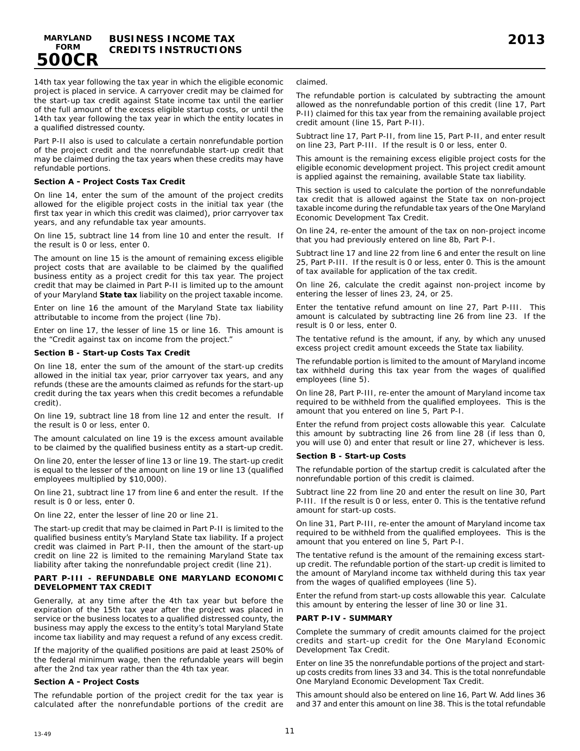14th tax year following the tax year in which the eligible economic project is placed in service. A carryover credit may be claimed for the start-up tax credit against State income tax until the earlier of the full amount of the excess eligible startup costs, or until the 14th tax year following the tax year in which the entity locates in a qualified distressed county.

Part P-II also is used to calculate a certain nonrefundable portion of the project credit and the nonrefundable start-up credit that may be claimed during the tax years when these credits may have refundable portions.

**Section A – Project Costs Tax Credit**

On line 14, enter the sum of the amount of the project credits allowed for the eligible project costs in the initial tax year (the first tax year in which this credit was claimed), prior carryover tax years, and any refundable tax year amounts.

On line 15, subtract line 14 from line 10 and enter the result. If the result is 0 or less, enter 0.

The amount on line 15 is the amount of remaining excess eligible project costs that are available to be claimed by the qualified business entity as a project credit for this tax year. The project credit that may be claimed in Part P-II is limited up to the amount of your Maryland **State tax** liability on the project taxable income.

Enter on line 16 the amount of the Maryland State tax liability attributable to income from the project (line 7b).

Enter on line 17, the lesser of line 15 or line 16. This amount is the "Credit against tax on income from the project."

**Section B - Start-up Costs Tax Credit**

On line 18, enter the sum of the amount of the start-up credits allowed in the initial tax year, prior carryover tax years, and any refunds (these are the amounts claimed as refunds for the start-up credit during the tax years when this credit becomes a refundable credit).

On line 19, subtract line 18 from line 12 and enter the result. If the result is 0 or less, enter 0.

The amount calculated on line 19 is the excess amount available to be claimed by the qualified business entity as a start-up credit.

On line 20, enter the lesser of line 13 or line 19. The start-up credit is equal to the lesser of the amount on line 19 or line 13 (qualified employees multiplied by $10,000).

On line 21, subtract line 17 from line 6 and enter the result. If the result is 0 or less, enter 0.

On line 22, enter the lesser of line 20 or line 21.

The start-up credit that may be claimed in Part P-II is limited to the qualified business entity's Maryland State tax liability. If a project credit was claimed in Part P-II, then the amount of the start-up credit on line 22 is limited to the remaining Maryland State tax liability after taking the nonrefundable project credit (line 21).

**PART P-III - REFUNDABLE ONE MARYLAND ECONOMIC DEVELOPMENT TAX CREDIT**

Generally, at any time after the 4th tax year but before the expiration of the 15th tax year after the project was placed in service or the business locates to a qualified distressed county, the business may apply the excess to the entity's total Maryland State income tax liability and may request a refund of any excess credit.

If the majority of the qualified positions are paid at least 250% of the federal minimum wage, then the refundable years will begin after the 2nd tax year rather than the 4th tax year.

**Section A – Project Costs**

The refundable portion of the project credit for the tax year is calculated after the nonrefundable portions of the credit are claimed.

The refundable portion is calculated by subtracting the amount allowed as the nonrefundable portion of this credit (line 17, Part P-II) claimed for this tax year from the remaining available project credit amount (line 15, Part P-II).

Subtract line 17, Part P-II, from line 15, Part P-II, and enter result on line 23, Part P-III. If the result is 0 or less, enter 0.

This amount is the remaining excess eligible project costs for the eligible economic development project. This project credit amount is applied against the remaining, available State tax liability.

This section is used to calculate the portion of the nonrefundable tax credit that is allowed against the State tax on non-project taxable income during the refundable tax years of the One Maryland Economic Development Tax Credit.

On line 24, re-enter the amount of the tax on non-project income that you had previously entered on line 8b, Part P-I.

Subtract line 17 and line 22 from line 6 and enter the result on line 25, Part P-III. If the result is 0 or less, enter 0. This is the amount of tax available for application of the tax credit.

On line 26, calculate the credit against non-project income by entering the lesser of lines 23, 24, or 25.

Enter the tentative refund amount on line 27, Part P-III. This amount is calculated by subtracting line 26 from line 23. If the result is 0 or less, enter 0.

The tentative refund is the amount, if any, by which any unused excess project credit amount exceeds the State tax liability.

The refundable portion is limited to the amount of Maryland income tax withheld during this tax year from the wages of qualified employees (line 5).

On line 28, Part P-III, re-enter the amount of Maryland income tax required to be withheld from the qualified employees. This is the amount that you entered on line 5, Part P-I.

Enter the refund from project costs allowable this year. Calculate this amount by subtracting line 26 from line 28 (if less than 0, you will use 0) and enter that result or line 27, whichever is less.

**Section B - Start-up Costs**

The refundable portion of the startup credit is calculated after the nonrefundable portion of this credit is claimed.

Subtract line 22 from line 20 and enter the result on line 30, Part P-III. If the result is 0 or less, enter 0. This is the tentative refund amount for start-up costs.

On line 31, Part P-III, re-enter the amount of Maryland income tax required to be withheld from the qualified employees. This is the amount that you entered on line 5, Part P-I.

The tentative refund is the amount of the remaining excess start-up credit. The refundable portion of the start-up credit is limited to the amount of Maryland income tax withheld during this tax year from the wages of qualified employees (line 5).

Enter the refund from start-up costs allowable this year. Calculate this amount by entering the lesser of line 30 or line 31.

**PART P-IV - SUMMARY**

Complete the summary of credit amounts claimed for the project credits and start-up credit for the One Maryland Economic Development Tax Credit.

Enter on line 35 the nonrefundable portions of the project and start-up costs credits from lines 33 and 34. This is the total nonrefundable One Maryland Economic Development Tax Credit.

This amount should also be entered on line 16, Part W. Add lines 36 and 37 and enter this amount on line 38. This is the total refundable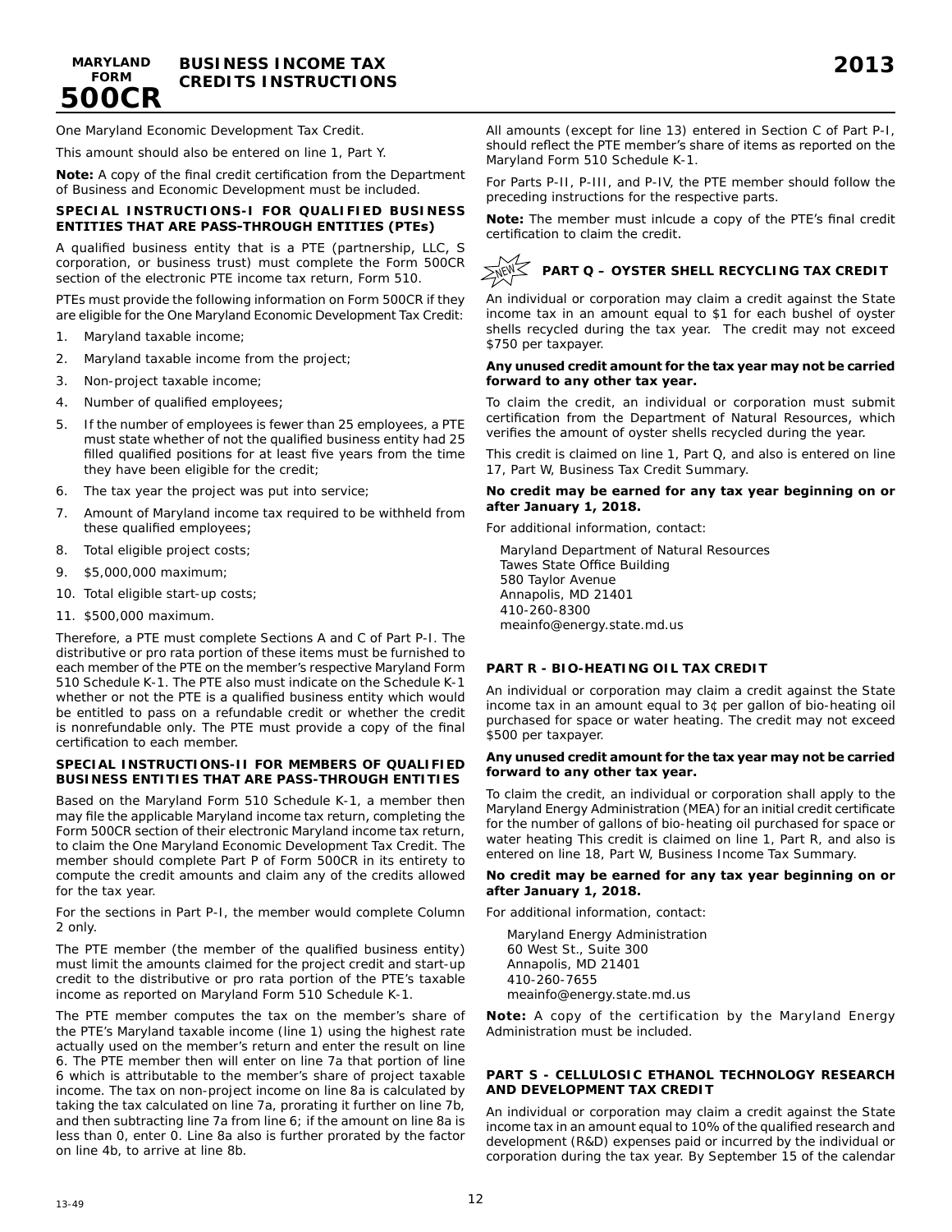One Maryland Economic Development Tax Credit.

This amount should also be entered on line 1, Part Y.

**Note:** A copy of the final credit certification from the Department of Business and Economic Development must be included.

#### SPECIAL INSTRUCTIONS-I FOR QUALIFIED BUSINESS ENTITIES THAT ARE PASS-THROUGH ENTITIES (PTEs)

A qualified business entity that is a PTE (partnership, LLC, S corporation, or business trust) must complete the Form 500CR section of the electronic PTE income tax return, Form 510.

PTEs must provide the following information on Form 500CR if they are eligible for the One Maryland Economic Development Tax Credit:

1. Maryland taxable income;
2. Maryland taxable income from the project;
3. Non-project taxable income;
4. Number of qualified employees;
5. If the number of employees is fewer than 25 employees, a PTE must state whether of not the qualified business entity had 25 filled qualified positions for at least five years from the time they have been eligible for the credit;
6. The tax year the project was put into service;
7. Amount of Maryland income tax required to be withheld from these qualified employees;
8. Total eligible project costs;
9. $5,000,000 maximum;
10. Total eligible start-up costs;
11. $500,000 maximum.

Therefore, a PTE must complete Sections A and C of Part P-I. The distributive or pro rata portion of these items must be furnished to each member of the PTE on the member's respective Maryland Form 510 Schedule K-1. The PTE also must indicate on the Schedule K-1 whether or not the PTE is a qualified business entity which would be entitled to pass on a refundable credit or whether the credit is nonrefundable only. The PTE must provide a copy of the final certification to each member.

#### SPECIAL INSTRUCTIONS-II FOR MEMBERS OF QUALIFIED BUSINESS ENTITIES THAT ARE PASS-THROUGH ENTITIES

Based on the Maryland Form 510 Schedule K-1, a member then may file the applicable Maryland income tax return, completing the Form 500CR section of their electronic Maryland income tax return, to claim the One Maryland Economic Development Tax Credit. The member should complete Part P of Form 500CR in its entirety to compute the credit amounts and claim any of the credits allowed for the tax year.

For the sections in Part P-I, the member would complete Column 2 only.

The PTE member (the member of the qualified business entity) must limit the amounts claimed for the project credit and start-up credit to the distributive or pro rata portion of the PTE's taxable income as reported on Maryland Form 510 Schedule K-1.

The PTE member computes the tax on the member's share of the PTE's Maryland taxable income (line 1) using the highest rate actually used on the member's return and enter the result on line 6. The PTE member then will enter on line 7a that portion of line 6 which is attributable to the member's share of project taxable income. The tax on non-project income on line 8a is calculated by taking the tax calculated on line 7a, prorating it further on line 7b, and then subtracting line 7a from line 6; if the amount on line 8a is less than 0, enter 0. Line 8a also is further prorated by the factor on line 4b, to arrive at line 8b.

All amounts (except for line 13) entered in Section C of Part P-I, should reflect the PTE member's share of items as reported on the Maryland Form 510 Schedule K-1.

For Parts P-II, P-III, and P-IV, the PTE member should follow the preceding instructions for the respective parts.

**Note:** The member must inlcude a copy of the PTE's final credit certification to claim the credit.

### NEW PART Q – OYSTER SHELL RECYCLING TAX CREDIT

An individual or corporation may claim a credit against the State income tax in an amount equal to $1 for each bushel of oyster shells recycled during the tax year. The credit may not exceed $750 per taxpayer.

**Any unused credit amount for the tax year may not be carried forward to any other tax year.**

To claim the credit, an individual or corporation must submit certification from the Department of Natural Resources, which verifies the amount of oyster shells recycled during the year.

This credit is claimed on line 1, Part Q, and also is entered on line 17, Part W, Business Tax Credit Summary.

**No credit may be earned for any tax year beginning on or after January 1, 2018.**

For additional information, contact:

Maryland Department of Natural Resources
Tawes State Office Building
580 Taylor Avenue
Annapolis, MD 21401
410-260-8300
meainfo@energy.state.md.us

### PART R - BIO-HEATING OIL TAX CREDIT

An individual or corporation may claim a credit against the State income tax in an amount equal to 3¢ per gallon of bio-heating oil purchased for space or water heating. The credit may not exceed $500 per taxpayer.

**Any unused credit amount for the tax year may not be carried forward to any other tax year.**

To claim the credit, an individual or corporation shall apply to the Maryland Energy Administration (MEA) for an initial credit certificate for the number of gallons of bio-heating oil purchased for space or water heating This credit is claimed on line 1, Part R, and also is entered on line 18, Part W, Business Income Tax Summary.

**No credit may be earned for any tax year beginning on or after January 1, 2018.**

For additional information, contact:

Maryland Energy Administration
60 West St., Suite 300
Annapolis, MD 21401
410-260-7655
meainfo@energy.state.md.us

**Note:** A copy of the certification by the Maryland Energy Administration must be included.

### PART S - CELLULOSIC ETHANOL TECHNOLOGY RESEARCH AND DEVELOPMENT TAX CREDIT

An individual or corporation may claim a credit against the State income tax in an amount equal to 10% of the qualified research and development (R&D) expenses paid or incurred by the individual or corporation during the tax year. By September 15 of the calendar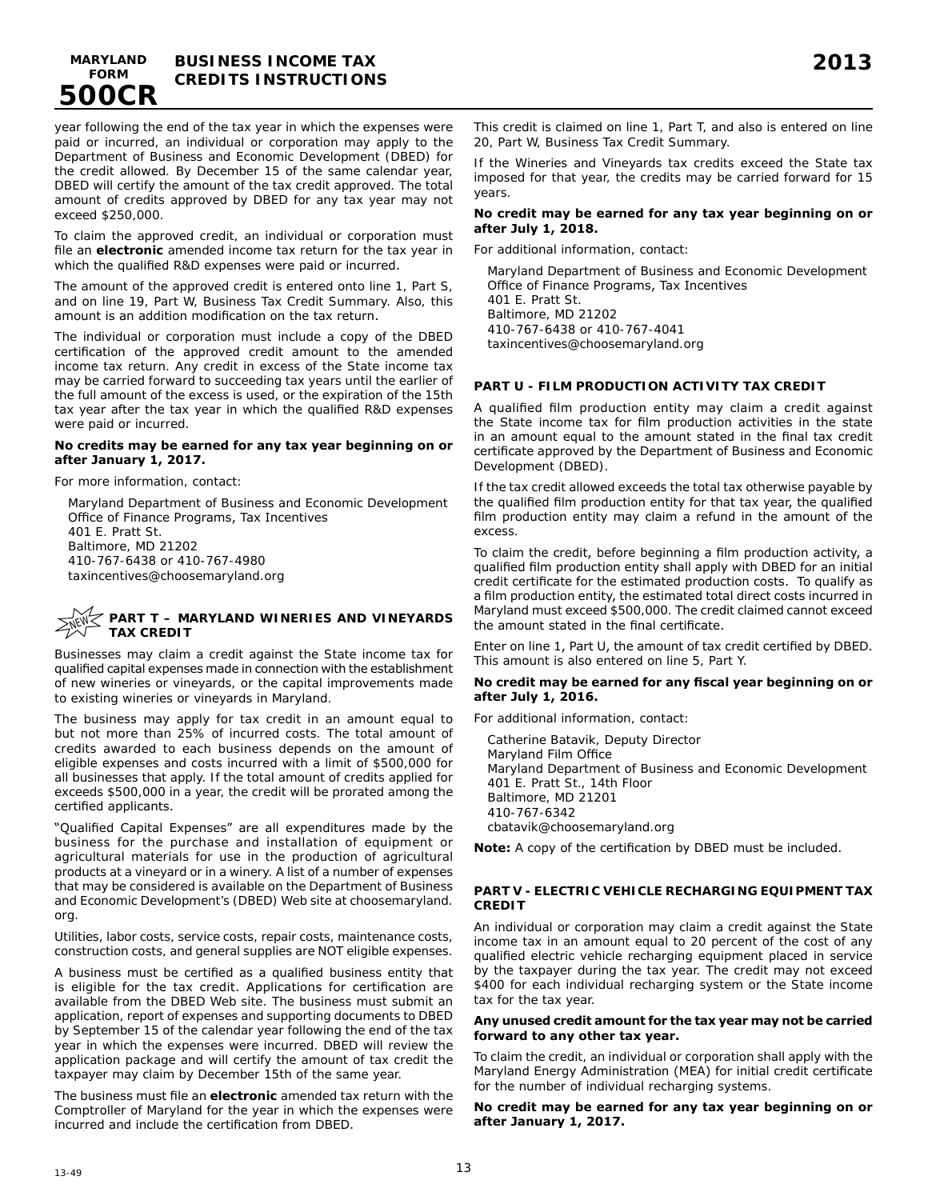year following the end of the tax year in which the expenses were paid or incurred, an individual or corporation may apply to the Department of Business and Economic Development (DBED) for the credit allowed. By December 15 of the same calendar year, DBED will certify the amount of the tax credit approved. The total amount of credits approved by DBED for any tax year may not exceed $250,000.

To claim the approved credit, an individual or corporation must file an **electronic** amended income tax return for the tax year in which the qualified R&D expenses were paid or incurred.

The amount of the approved credit is entered onto line 1, Part S, and on line 19, Part W, Business Tax Credit Summary. Also, this amount is an addition modification on the tax return.

The individual or corporation must include a copy of the DBED certification of the approved credit amount to the amended income tax return. Any credit in excess of the State income tax may be carried forward to succeeding tax years until the earlier of the full amount of the excess is used, or the expiration of the 15th tax year after the tax year in which the qualified R&D expenses were paid or incurred.

**No credits may be earned for any tax year beginning on or after January 1, 2017.**

For more information, contact:

Maryland Department of Business and Economic Development
Office of Finance Programs, Tax Incentives
401 E. Pratt St.
Baltimore, MD 21202
410-767-6438 or 410-767-4980
taxincentives@choosemaryland.org

### NEW PART T – MARYLAND WINERIES AND VINEYARDS TAX CREDIT

Businesses may claim a credit against the State income tax for qualified capital expenses made in connection with the establishment of new wineries or vineyards, or the capital improvements made to existing wineries or vineyards in Maryland.

The business may apply for tax credit in an amount equal to but not more than 25% of incurred costs. The total amount of credits awarded to each business depends on the amount of eligible expenses and costs incurred with a limit of $500,000 for all businesses that apply. If the total amount of credits applied for exceeds $500,000 in a year, the credit will be prorated among the certified applicants.

"Qualified Capital Expenses" are all expenditures made by the business for the purchase and installation of equipment or agricultural materials for use in the production of agricultural products at a vineyard or in a winery. A list of a number of expenses that may be considered is available on the Department of Business and Economic Development's (DBED) Web site at choosemaryland.org.

Utilities, labor costs, service costs, repair costs, maintenance costs, construction costs, and general supplies are NOT eligible expenses.

A business must be certified as a qualified business entity that is eligible for the tax credit. Applications for certification are available from the DBED Web site. The business must submit an application, report of expenses and supporting documents to DBED by September 15 of the calendar year following the end of the tax year in which the expenses were incurred. DBED will review the application package and will certify the amount of tax credit the taxpayer may claim by December 15th of the same year.

The business must file an **electronic** amended tax return with the Comptroller of Maryland for the year in which the expenses were incurred and include the certification from DBED.

This credit is claimed on line 1, Part T, and also is entered on line 20, Part W, Business Tax Credit Summary.

If the Wineries and Vineyards tax credits exceed the State tax imposed for that year, the credits may be carried forward for 15 years.

**No credit may be earned for any tax year beginning on or after July 1, 2018.**

For additional information, contact:

Maryland Department of Business and Economic Development
Office of Finance Programs, Tax Incentives
401 E. Pratt St.
Baltimore, MD 21202
410-767-6438 or 410-767-4041
taxincentives@choosemaryland.org

### PART U - FILM PRODUCTION ACTIVITY TAX CREDIT

A qualified film production entity may claim a credit against the State income tax for film production activities in the state in an amount equal to the amount stated in the final tax credit certificate approved by the Department of Business and Economic Development (DBED).

If the tax credit allowed exceeds the total tax otherwise payable by the qualified film production entity for that tax year, the qualified film production entity may claim a refund in the amount of the excess.

To claim the credit, before beginning a film production activity, a qualified film production entity shall apply with DBED for an initial credit certificate for the estimated production costs. To qualify as a film production entity, the estimated total direct costs incurred in Maryland must exceed $500,000. The credit claimed cannot exceed the amount stated in the final certificate.

Enter on line 1, Part U, the amount of tax credit certified by DBED. This amount is also entered on line 5, Part Y.

**No credit may be earned for any fiscal year beginning on or after July 1, 2016.**

For additional information, contact:

Catherine Batavik, Deputy Director
Maryland Film Office
Maryland Department of Business and Economic Development
401 E. Pratt St., 14th Floor
Baltimore, MD 21201
410-767-6342
cbatavik@choosemaryland.org

**Note:** A copy of the certification by DBED must be included.

### PART V - ELECTRIC VEHICLE RECHARGING EQUIPMENT TAX CREDIT

An individual or corporation may claim a credit against the State income tax in an amount equal to 20 percent of the cost of any qualified electric vehicle recharging equipment placed in service by the taxpayer during the tax year. The credit may not exceed $400 for each individual recharging system or the State income tax for the tax year.

**Any unused credit amount for the tax year may not be carried forward to any other tax year.**

To claim the credit, an individual or corporation shall apply with the Maryland Energy Administration (MEA) for initial credit certificate for the number of individual recharging systems.

**No credit may be earned for any tax year beginning on or after January 1, 2017.**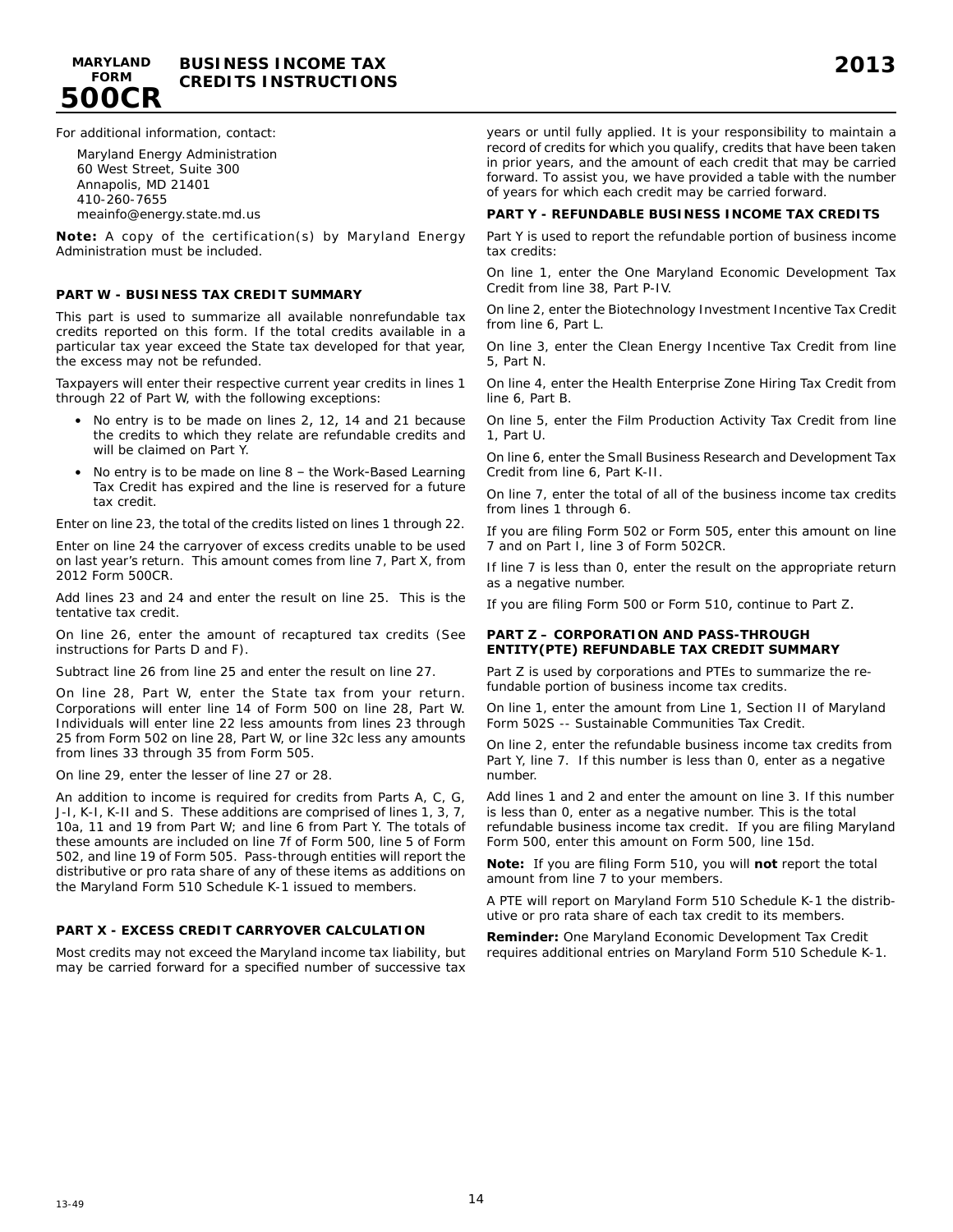For additional information, contact:

Maryland Energy Administration
60 West Street, Suite 300
Annapolis, MD 21401
410-260-7655
meainfo@energy.state.md.us

**Note:** A copy of the certification(s) by Maryland Energy Administration must be included.

## PART W - BUSINESS TAX CREDIT SUMMARY

This part is used to summarize all available nonrefundable tax credits reported on this form. If the total credits available in a particular tax year exceed the State tax developed for that year, the excess may not be refunded.

Taxpayers will enter their respective current year credits in lines 1 through 22 of Part W, with the following exceptions:

- No entry is to be made on lines 2, 12, 14 and 21 because the credits to which they relate are refundable credits and will be claimed on Part Y.
- No entry is to be made on line 8 – the Work-Based Learning Tax Credit has expired and the line is reserved for a future tax credit.

Enter on line 23, the total of the credits listed on lines 1 through 22.

Enter on line 24 the carryover of excess credits unable to be used on last year's return. This amount comes from line 7, Part X, from 2012 Form 500CR.

Add lines 23 and 24 and enter the result on line 25. This is the tentative tax credit.

On line 26, enter the amount of recaptured tax credits (See instructions for Parts D and F).

Subtract line 26 from line 25 and enter the result on line 27.

On line 28, Part W, enter the State tax from your return. Corporations will enter line 14 of Form 500 on line 28, Part W. Individuals will enter line 22 less amounts from lines 23 through 25 from Form 502 on line 28, Part W, or line 32c less any amounts from lines 33 through 35 from Form 505.

On line 29, enter the lesser of line 27 or 28.

An addition to income is required for credits from Parts A, C, G, J-I, K-I, K-II and S. These additions are comprised of lines 1, 3, 7, 10a, 11 and 19 from Part W; and line 6 from Part Y. The totals of these amounts are included on line 7f of Form 500, line 5 of Form 502, and line 19 of Form 505. Pass-through entities will report the distributive or pro rata share of any of these items as additions on the Maryland Form 510 Schedule K-1 issued to members.

## PART X - EXCESS CREDIT CARRYOVER CALCULATION

Most credits may not exceed the Maryland income tax liability, but may be carried forward for a specified number of successive tax years or until fully applied. It is your responsibility to maintain a record of credits for which you qualify, credits that have been taken in prior years, and the amount of each credit that may be carried forward. To assist you, we have provided a table with the number of years for which each credit may be carried forward.

## PART Y - REFUNDABLE BUSINESS INCOME TAX CREDITS

Part Y is used to report the refundable portion of business income tax credits:

On line 1, enter the One Maryland Economic Development Tax Credit from line 38, Part P-IV.

On line 2, enter the Biotechnology Investment Incentive Tax Credit from line 6, Part L.

On line 3, enter the Clean Energy Incentive Tax Credit from line 5, Part N.

On line 4, enter the Health Enterprise Zone Hiring Tax Credit from line 6, Part B.

On line 5, enter the Film Production Activity Tax Credit from line 1, Part U.

On line 6, enter the Small Business Research and Development Tax Credit from line 6, Part K-II.

On line 7, enter the total of all of the business income tax credits from lines 1 through 6.

If you are filing Form 502 or Form 505, enter this amount on line 7 and on Part I, line 3 of Form 502CR.

If line 7 is less than 0, enter the result on the appropriate return as a negative number.

If you are filing Form 500 or Form 510, continue to Part Z.

## PART Z – CORPORATION AND PASS-THROUGH ENTITY(PTE) REFUNDABLE TAX CREDIT SUMMARY

Part Z is used by corporations and PTEs to summarize the refundable portion of business income tax credits.

On line 1, enter the amount from Line 1, Section II of Maryland Form 502S -- Sustainable Communities Tax Credit.

On line 2, enter the refundable business income tax credits from Part Y, line 7. If this number is less than 0, enter as a negative number.

Add lines 1 and 2 and enter the amount on line 3. If this number is less than 0, enter as a negative number. This is the total refundable business income tax credit. If you are filing Maryland Form 500, enter this amount on Form 500, line 15d.

**Note:** If you are filing Form 510, you will **not** report the total amount from line 7 to your members.

A PTE will report on Maryland Form 510 Schedule K-1 the distributive or pro rata share of each tax credit to its members.

**Reminder:** One Maryland Economic Development Tax Credit requires additional entries on Maryland Form 510 Schedule K-1.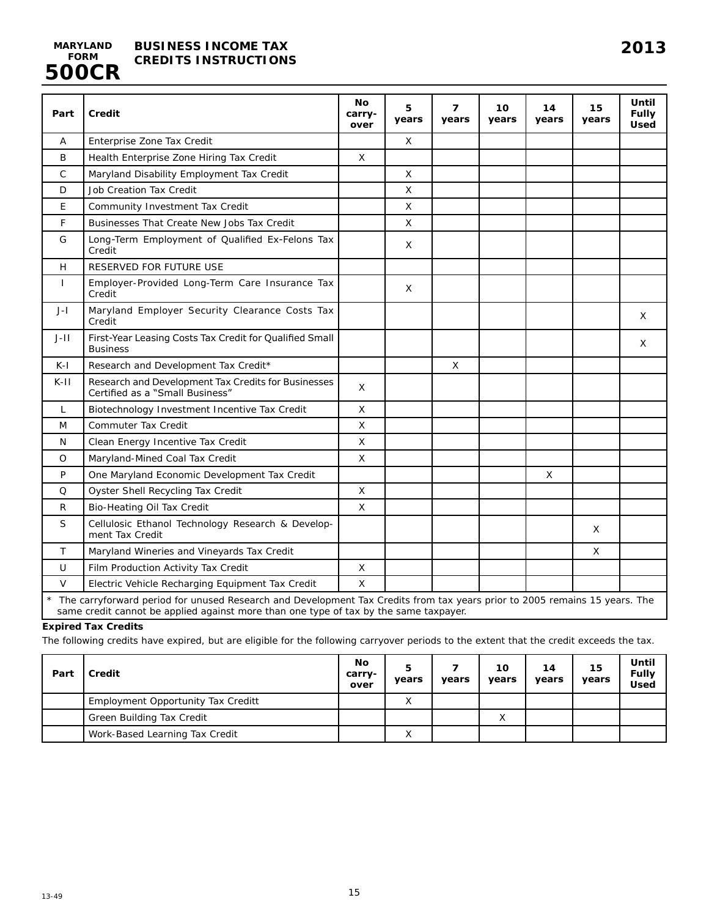# MARYLAND FORM 500CR

## BUSINESS INCOME TAX CREDITS INSTRUCTIONS

## 2013

| Part | Credit | No carry-over | 5 years | 7 years | 10 years | 14 years | 15 years | Until Fully Used |
|---|---|---|---|---|---|---|---|---|
| A | Enterprise Zone Tax Credit | | X | | | | | |
| B | Health Enterprise Zone Hiring Tax Credit | X | | | | | | |
| C | Maryland Disability Employment Tax Credit | | X | | | | | |
| D | Job Creation Tax Credit | | X | | | | | |
| E | Community Investment Tax Credit | | X | | | | | |
| F | Businesses That Create New Jobs Tax Credit | | X | | | | | |
| G | Long-Term Employment of Qualified Ex-Felons Tax Credit | | X | | | | | |
| H | RESERVED FOR FUTURE USE | | | | | | | |
| I | Employer-Provided Long-Term Care Insurance Tax Credit | | X | | | | | |
| J-I | Maryland Employer Security Clearance Costs Tax Credit | | | | | | | X |
| J-II | First-Year Leasing Costs Tax Credit for Qualified Small Business | | | | | | | X |
| K-I | Research and Development Tax Credit* | | | X | | | | |
| K-II | Research and Development Tax Credits for Businesses Certified as a "Small Business" | X | | | | | | |
| L | Biotechnology Investment Incentive Tax Credit | X | | | | | | |
| M | Commuter Tax Credit | X | | | | | | |
| N | Clean Energy Incentive Tax Credit | X | | | | | | |
| O | Maryland-Mined Coal Tax Credit | X | | | | | | |
| P | One Maryland Economic Development Tax Credit | | | | | X | | |
| Q | Oyster Shell Recycling Tax Credit | X | | | | | | |
| R | Bio-Heating Oil Tax Credit | X | | | | | | |
| S | Cellulosic Ethanol Technology Research & Development Tax Credit | | | | | | X | |
| T | Maryland Wineries and Vineyards Tax Credit | | | | | | X | |
| U | Film Production Activity Tax Credit | X | | | | | | |
| V | Electric Vehicle Recharging Equipment Tax Credit | X | | | | | | |

* The carryforward period for unused Research and Development Tax Credits from tax years prior to 2005 remains 15 years. The same credit cannot be applied against more than one type of tax by the same taxpayer.

**Expired Tax Credits**

The following credits have expired, but are eligible for the following carryover periods to the extent that the credit exceeds the tax.

| Part | Credit | No carry-over | 5 years | 7 years | 10 years | 14 years | 15 years | Until Fully Used |
|---|---|---|---|---|---|---|---|---|
| | Employment Opportunity Tax Creditt | | X | | | | | |
| | Green Building Tax Credit | | | | X | | | |
| | Work-Based Learning Tax Credit | | X | | | | | |

13-49